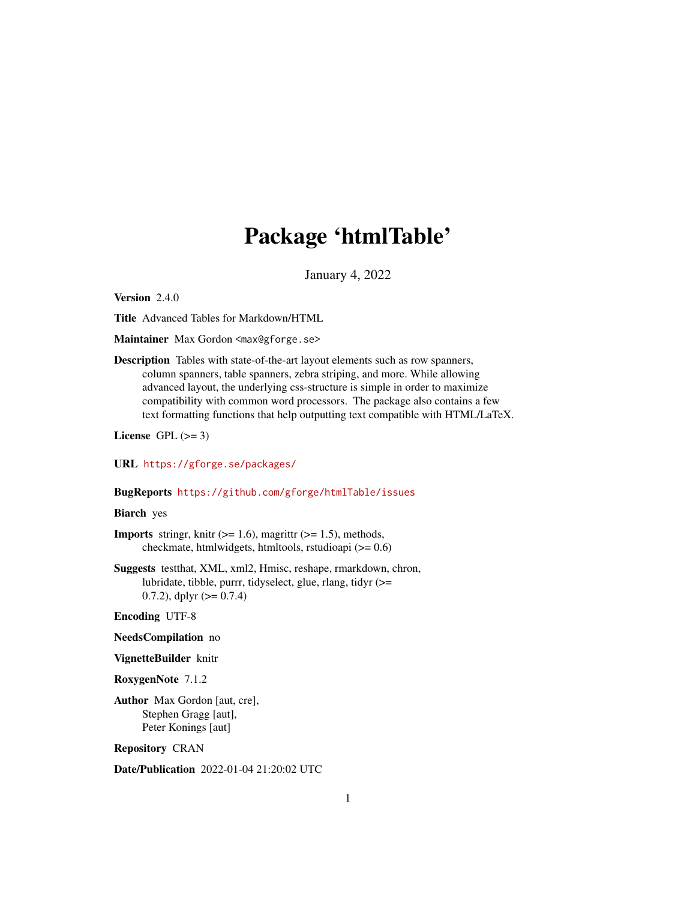# Package 'htmlTable'

January 4, 2022

**Version** 2.4.0

**Title** Advanced Tables for Markdown/HTML

**Maintainer** Max Gordon <max@gforge.se>

**Description** Tables with state-of-the-art layout elements such as row spanners, column spanners, table spanners, zebra striping, and more. While allowing advanced layout, the underlying css-structure is simple in order to maximize compatibility with common word processors. The package also contains a few text formatting functions that help outputting text compatible with HTML/LaTeX.

**License** GPL (>= 3)

**URL** https://gforge.se/packages/

**BugReports** https://github.com/gforge/htmlTable/issues

**Biarch** yes

**Imports** stringr, knitr (>= 1.6), magrittr (>= 1.5), methods, checkmate, htmlwidgets, htmltools, rstudioapi (>= 0.6)

**Suggests** testthat, XML, xml2, Hmisc, reshape, rmarkdown, chron, lubridate, tibble, purrr, tidyselect, glue, rlang, tidyr (>= 0.7.2), dplyr (>= 0.7.4)

**Encoding** UTF-8

**NeedsCompilation** no

**VignetteBuilder** knitr

**RoxygenNote** 7.1.2

**Author** Max Gordon [aut, cre],
Stephen Gragg [aut],
Peter Konings [aut]

**Repository** CRAN

**Date/Publication** 2022-01-04 21:20:02 UTC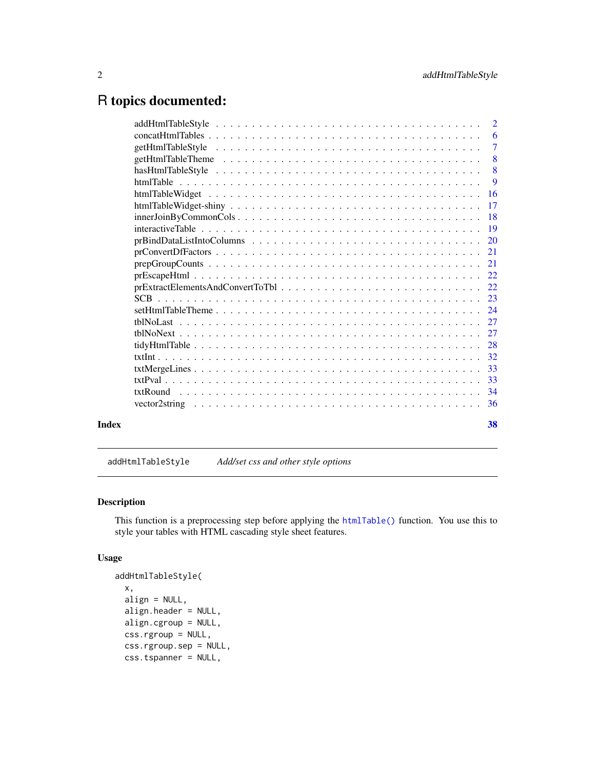# R topics documented:

| | |
|---|---|
| addHtmlTableStyle | 2 |
| concatHtmlTables | 6 |
| getHtmlTableStyle | 7 |
| getHtmlTableTheme | 8 |
| hasHtmlTableStyle | 8 |
| htmlTable | 9 |
| htmlTableWidget | 16 |
| htmlTableWidget-shiny | 17 |
| innerJoinByCommonCols | 18 |
| interactiveTable | 19 |
| prBindDataListIntoColumns | 20 |
| prConvertDfFactors | 21 |
| prepGroupCounts | 21 |
| prEscapeHtml | 22 |
| prExtractElementsAndConvertToTbl | 22 |
| SCB | 23 |
| setHtmlTableTheme | 24 |
| tblNoLast | 27 |
| tblNoNext | 27 |
| tidyHtmlTable | 28 |
| txtInt | 32 |
| txtMergeLines | 33 |
| txtPval | 33 |
| txtRound | 34 |
| vector2string | 36 |

**Index** **38**

---

`addHtmlTableStyle` *Add/set css and other style options*

---

## Description

This function is a preprocessing step before applying the `htmlTable()` function. You use this to style your tables with HTML cascading style sheet features.

## Usage

```
addHtmlTableStyle(
  x,
  align = NULL,
  align.header = NULL,
  align.cgroup = NULL,
  css.rgroup = NULL,
  css.rgroup.sep = NULL,
  css.tspanner = NULL,
```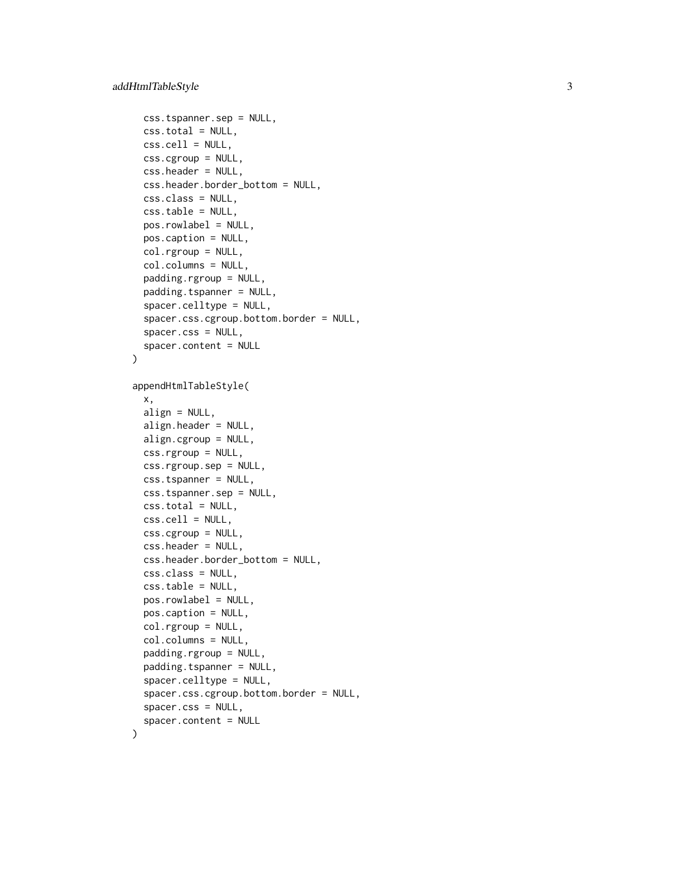```
  css.tspanner.sep = NULL,
  css.total = NULL,
  css.cell = NULL,
  css.cgroup = NULL,
  css.header = NULL,
  css.header.border_bottom = NULL,
  css.class = NULL,
  css.table = NULL,
  pos.rowlabel = NULL,
  pos.caption = NULL,
  col.rgroup = NULL,
  col.columns = NULL,
  padding.rgroup = NULL,
  padding.tspanner = NULL,
  spacer.celltype = NULL,
  spacer.css.cgroup.bottom.border = NULL,
  spacer.css = NULL,
  spacer.content = NULL
)

appendHtmlTableStyle(
  x,
  align = NULL,
  align.header = NULL,
  align.cgroup = NULL,
  css.rgroup = NULL,
  css.rgroup.sep = NULL,
  css.tspanner = NULL,
  css.tspanner.sep = NULL,
  css.total = NULL,
  css.cell = NULL,
  css.cgroup = NULL,
  css.header = NULL,
  css.header.border_bottom = NULL,
  css.class = NULL,
  css.table = NULL,
  pos.rowlabel = NULL,
  pos.caption = NULL,
  col.rgroup = NULL,
  col.columns = NULL,
  padding.rgroup = NULL,
  padding.tspanner = NULL,
  spacer.celltype = NULL,
  spacer.css.cgroup.bottom.border = NULL,
  spacer.css = NULL,
  spacer.content = NULL
)
```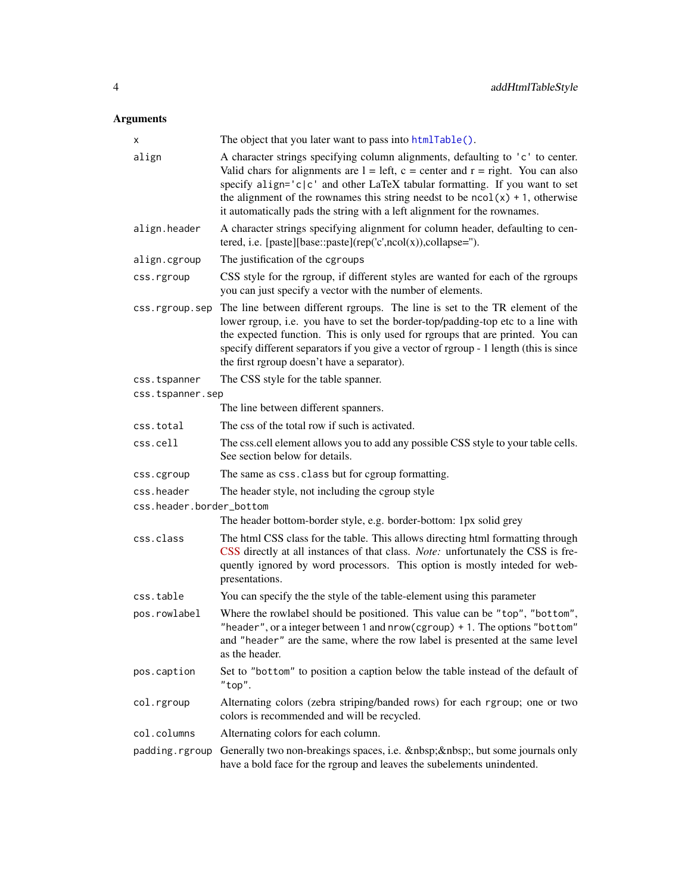## Arguments

| | |
|---|---|
| `x` | The object that you later want to pass into `htmlTable()`. |
| `align` | A character strings specifying column alignments, defaulting to `'c'` to center. Valid chars for alignments are l = left, c = center and r = right. You can also specify `align='c|c'` and other LaTeX tabular formatting. If you want to set the alignment of the rownames this string needst to be `ncol(x) + 1`, otherwise it automatically pads the string with a left alignment for the rownames. |
| `align.header` | A character strings specifying alignment for column header, defaulting to centered, i.e. [paste][base::paste](rep('c',ncol(x)),collapse=''). |
| `align.cgroup` | The justification of the `cgroups` |
| `css.rgroup` | CSS style for the rgroup, if different styles are wanted for each of the rgroups you can just specify a vector with the number of elements. |
| `css.rgroup.sep` | The line between different rgroups. The line is set to the TR element of the lower rgroup, i.e. you have to set the border-top/padding-top etc to a line with the expected function. This is only used for rgroups that are printed. You can specify different separators if you give a vector of rgroup - 1 length (this is since the first rgroup doesn't have a separator). |
| `css.tspanner` | The CSS style for the table spanner. |
| `css.tspanner.sep` | The line between different spanners. |
| `css.total` | The css of the total row if such is activated. |
| `css.cell` | The css.cell element allows you to add any possible CSS style to your table cells. See section below for details. |
| `css.cgroup` | The same as `css.class` but for cgroup formatting. |
| `css.header` | The header style, not including the cgroup style |
| `css.header.border_bottom` | The header bottom-border style, e.g. border-bottom: 1px solid grey |
| `css.class` | The html CSS class for the table. This allows directing html formatting through CSS directly at all instances of that class. *Note:* unfortunately the CSS is frequently ignored by word processors. This option is mostly inteded for web-presentations. |
| `css.table` | You can specify the the style of the table-element using this parameter |
| `pos.rowlabel` | Where the rowlabel should be positioned. This value can be `"top"`, `"bottom"`, `"header"`, or a integer between `1` and `nrow(cgroup) + 1`. The options `"bottom"` and `"header"` are the same, where the row label is presented at the same level as the header. |
| `pos.caption` | Set to `"bottom"` to position a caption below the table instead of the default of `"top"`. |
| `col.rgroup` | Alternating colors (zebra striping/banded rows) for each `rgroup`; one or two colors is recommended and will be recycled. |
| `col.columns` | Alternating colors for each column. |
| `padding.rgroup` | Generally two non-breakings spaces, i.e. &nbsp;&nbsp;, but some journals only have a bold face for the rgroup and leaves the subelements unindented. |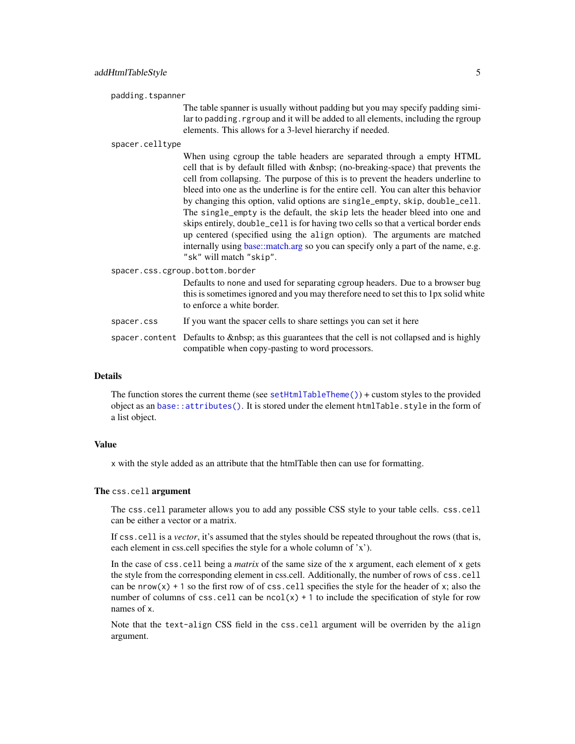`padding.tspanner`
: The table spanner is usually without padding but you may specify padding similar to `padding.rgroup` and it will be added to all elements, including the rgroup elements. This allows for a 3-level hierarchy if needed.

`spacer.celltype`
: When using cgroup the table headers are separated through a empty HTML cell that is by default filled with &nbsp; (no-breaking-space) that prevents the cell from collapsing. The purpose of this is to prevent the headers underline to bleed into one as the underline is for the entire cell. You can alter this behavior by changing this option, valid options are `single_empty`, `skip`, `double_cell`. The `single_empty` is the default, the `skip` lets the header bleed into one and skips entirely, `double_cell` is for having two cells so that a vertical border ends up centered (specified using the `align` option). The arguments are matched internally using base::match.arg so you can specify only a part of the name, e.g. `"sk"` will match `"skip"`.

`spacer.css.cgroup.bottom.border`
: Defaults to none and used for separating cgroup headers. Due to a browser bug this is sometimes ignored and you may therefore need to set this to 1px solid white to enforce a white border.

`spacer.css`
: If you want the spacer cells to share settings you can set it here

`spacer.content`
: Defaults to &nbsp; as this guarantees that the cell is not collapsed and is highly compatible when copy-pasting to word processors.

### Details

The function stores the current theme (see `setHtmlTableTheme()`) + custom styles to the provided object as an `base::attributes()`. It is stored under the element `htmlTable.style` in the form of a list object.

### Value

`x` with the style added as an attribute that the htmlTable then can use for formatting.

### The `css.cell` argument

The `css.cell` parameter allows you to add any possible CSS style to your table cells. `css.cell` can be either a vector or a matrix.

If `css.cell` is a *vector*, it's assumed that the styles should be repeated throughout the rows (that is, each element in css.cell specifies the style for a whole column of 'x').

In the case of `css.cell` being a *matrix* of the same size of the `x` argument, each element of `x` gets the style from the corresponding element in css.cell. Additionally, the number of rows of `css.cell` can be `nrow(x) + 1` so the first row of of `css.cell` specifies the style for the header of `x`; also the number of columns of `css.cell` can be `ncol(x) + 1` to include the specification of style for row names of `x`.

Note that the `text-align` CSS field in the `css.cell` argument will be overriden by the `align` argument.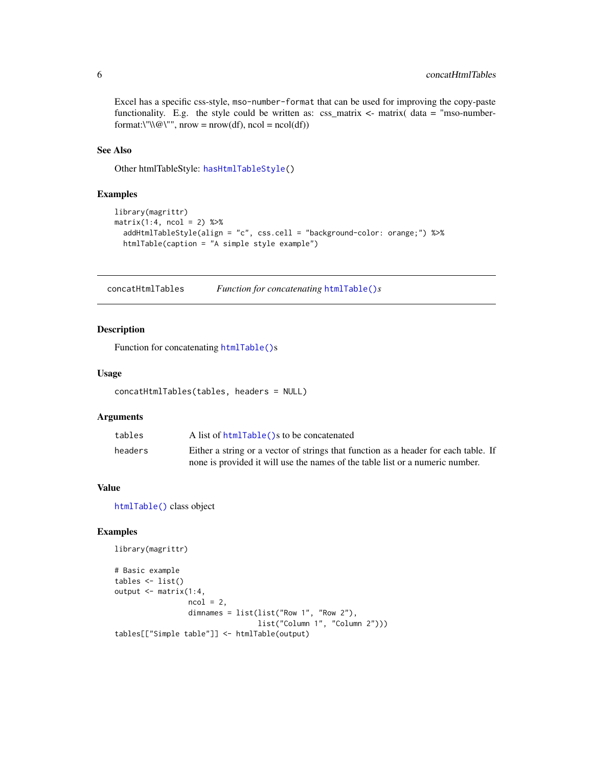Excel has a specific css-style, `mso-number-format` that can be used for improving the copy-paste functionality. E.g. the style could be written as: css_matrix <- matrix( data = "mso-number-format:\"\\@\"", nrow = nrow(df), ncol = ncol(df))

### See Also

Other htmlTableStyle: `hasHtmlTableStyle()`

### Examples

```
library(magrittr)
matrix(1:4, ncol = 2) %>%
  addHtmlTableStyle(align = "c", css.cell = "background-color: orange;") %>%
  htmlTable(caption = "A simple style example")
```

---

## concatHtmlTables — *Function for concatenating `htmlTable()`s*

---

### Description

Function for concatenating `htmlTable()`s

### Usage

```
concatHtmlTables(tables, headers = NULL)
```

### Arguments

| | |
|---|---|
| `tables` | A list of `htmlTable()`s to be concatenated |
| `headers` | Either a string or a vector of strings that function as a header for each table. If none is provided it will use the names of the table list or a numeric number. |

### Value

`htmlTable()` class object

### Examples

```
library(magrittr)

# Basic example
tables <- list()
output <- matrix(1:4,
                 ncol = 2,
                 dimnames = list(list("Row 1", "Row 2"),
                                 list("Column 1", "Column 2")))
tables[["Simple table"]] <- htmlTable(output)
```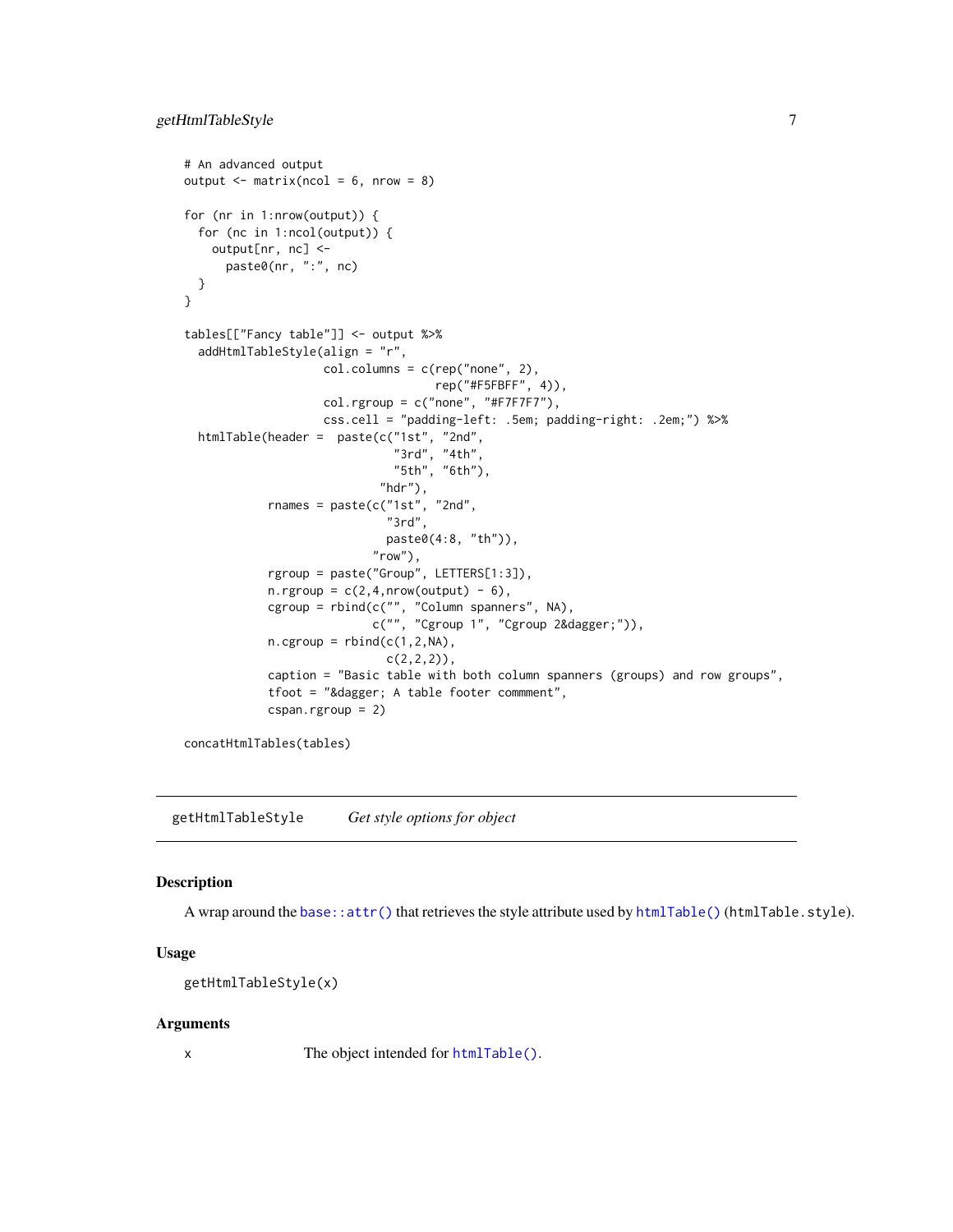```
# An advanced output
output <- matrix(ncol = 6, nrow = 8)

for (nr in 1:nrow(output)) {
  for (nc in 1:ncol(output)) {
    output[nr, nc] <-
      paste0(nr, ":", nc)
  }
}

tables[["Fancy table"]] <- output %>%
  addHtmlTableStyle(align = "r",
                    col.columns = c(rep("none", 2),
                                    rep("#F5FBFF", 4)),
                    col.rgroup = c("none", "#F7F7F7"),
                    css.cell = "padding-left: .5em; padding-right: .2em;") %>%
  htmlTable(header =  paste(c("1st", "2nd",
                              "3rd", "4th",
                              "5th", "6th"),
                            "hdr"),
            rnames = paste(c("1st", "2nd",
                             "3rd",
                             paste0(4:8, "th")),
                           "row"),
            rgroup = paste("Group", LETTERS[1:3]),
            n.rgroup = c(2,4,nrow(output) - 6),
            cgroup = rbind(c("", "Column spanners", NA),
                           c("", "Cgroup 1", "Cgroup 2&dagger;")),
            n.cgroup = rbind(c(1,2,NA),
                             c(2,2,2)),
            caption = "Basic table with both column spanners (groups) and row groups",
            tfoot = "&dagger; A table footer commment",
            cspan.rgroup = 2)

concatHtmlTables(tables)
```

---

## getHtmlTableStyle *Get style options for object*

### Description

A wrap around the `base::attr()` that retrieves the style attribute used by `htmlTable()` (`htmlTable.style`).

### Usage

```
getHtmlTableStyle(x)
```

### Arguments

| | |
|---|---|
| x | The object intended for `htmlTable()`. |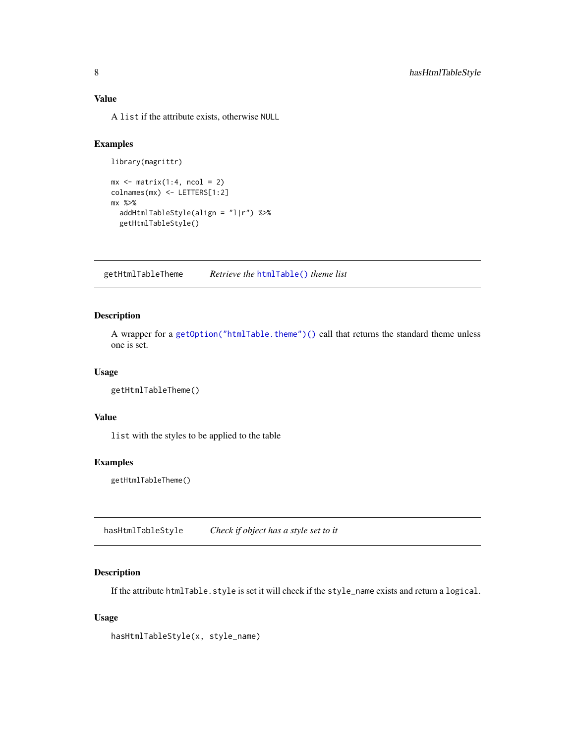### Value

A `list` if the attribute exists, otherwise `NULL`

### Examples

```
library(magrittr)

mx <- matrix(1:4, ncol = 2)
colnames(mx) <- LETTERS[1:2]
mx %>%
  addHtmlTableStyle(align = "l|r") %>%
  getHtmlTableStyle()
```

---

## getHtmlTableTheme — *Retrieve the `htmlTable()` theme list*

### Description

A wrapper for a `getOption("htmlTable.theme")()` call that returns the standard theme unless one is set.

### Usage

```
getHtmlTableTheme()
```

### Value

`list` with the styles to be applied to the table

### Examples

```
getHtmlTableTheme()
```

---

## hasHtmlTableStyle — *Check if object has a style set to it*

### Description

If the attribute `htmlTable.style` is set it will check if the `style_name` exists and return a `logical`.

### Usage

```
hasHtmlTableStyle(x, style_name)
```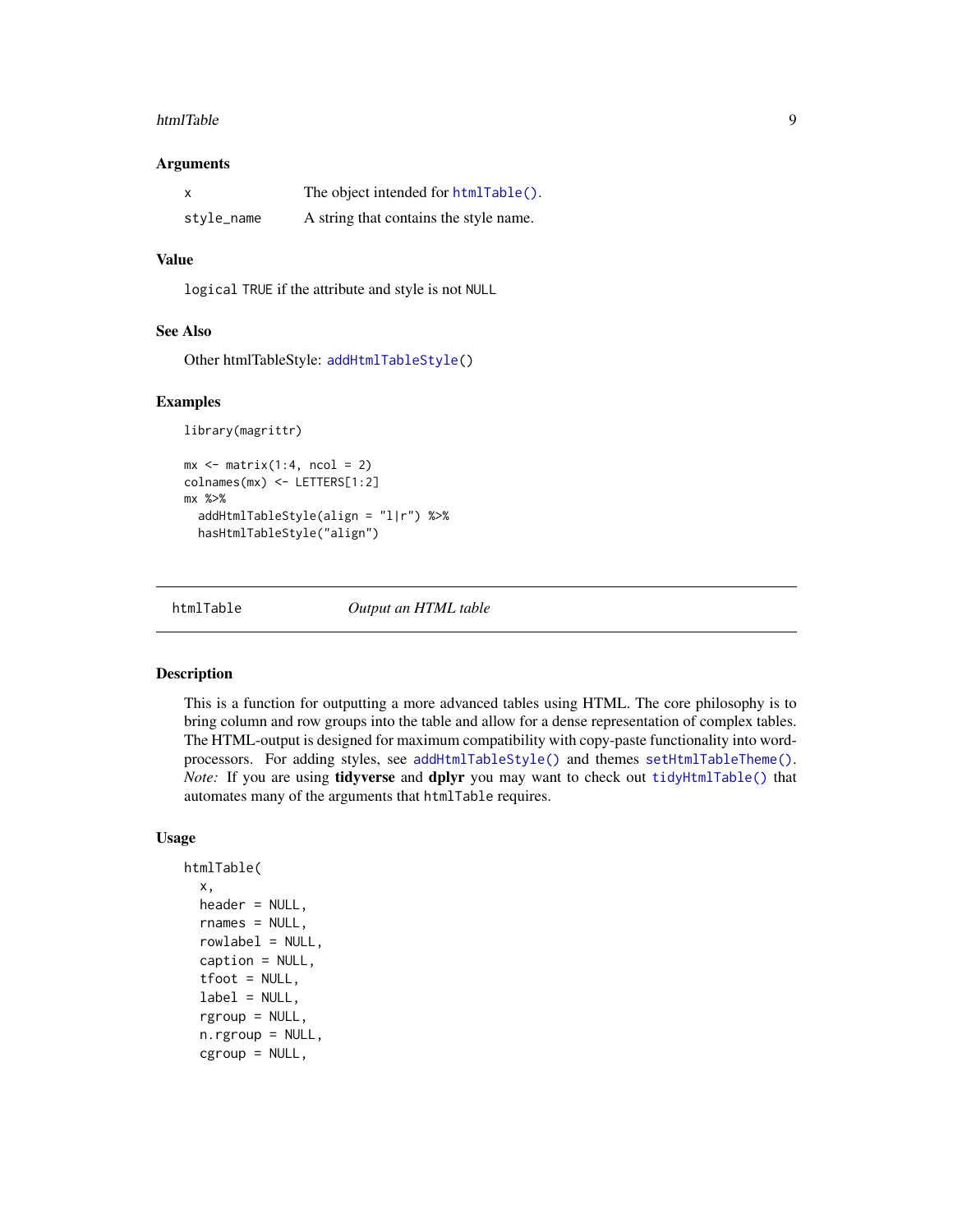### Arguments

| | |
|---|---|
| x | The object intended for `htmlTable()`. |
| style_name | A string that contains the style name. |

### Value

`logical` `TRUE` if the attribute and style is not `NULL`

### See Also

Other htmlTableStyle: `addHtmlTableStyle()`

### Examples

```
library(magrittr)

mx <- matrix(1:4, ncol = 2)
colnames(mx) <- LETTERS[1:2]
mx %>%
  addHtmlTableStyle(align = "l|r") %>%
  hasHtmlTableStyle("align")
```

---

## htmlTable — *Output an HTML table*

---

### Description

This is a function for outputting a more advanced tables using HTML. The core philosophy is to bring column and row groups into the table and allow for a dense representation of complex tables. The HTML-output is designed for maximum compatibility with copy-paste functionality into word-processors. For adding styles, see `addHtmlTableStyle()` and themes `setHtmlTableTheme()`. *Note:* If you are using **tidyverse** and **dplyr** you may want to check out `tidyHtmlTable()` that automates many of the arguments that `htmlTable` requires.

### Usage

```
htmlTable(
  x,
  header = NULL,
  rnames = NULL,
  rowlabel = NULL,
  caption = NULL,
  tfoot = NULL,
  label = NULL,
  rgroup = NULL,
  n.rgroup = NULL,
  cgroup = NULL,
```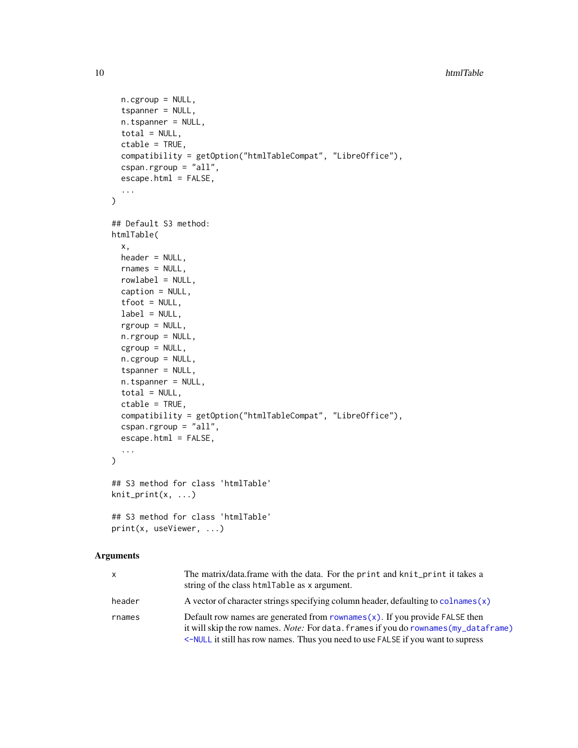```
  n.cgroup = NULL,
  tspanner = NULL,
  n.tspanner = NULL,
  total = NULL,
  ctable = TRUE,
  compatibility = getOption("htmlTableCompat", "LibreOffice"),
  cspan.rgroup = "all",
  escape.html = FALSE,
  ...
)

## Default S3 method:
htmlTable(
  x,
  header = NULL,
  rnames = NULL,
  rowlabel = NULL,
  caption = NULL,
  tfoot = NULL,
  label = NULL,
  rgroup = NULL,
  n.rgroup = NULL,
  cgroup = NULL,
  n.cgroup = NULL,
  tspanner = NULL,
  n.tspanner = NULL,
  total = NULL,
  ctable = TRUE,
  compatibility = getOption("htmlTableCompat", "LibreOffice"),
  cspan.rgroup = "all",
  escape.html = FALSE,
  ...
)

## S3 method for class 'htmlTable'
knit_print(x, ...)

## S3 method for class 'htmlTable'
print(x, useViewer, ...)
```

### Arguments

| | |
|---|---|
| x | The matrix/data.frame with the data. For the `print` and `knit_print` it takes a string of the class `htmlTable` as `x` argument. |
| header | A vector of character strings specifying column header, defaulting to `colnames(x)` |
| rnames | Default row names are generated from `rownames(x)`. If you provide `FALSE` then it will skip the row names. *Note:* For `data.frames` if you do `rownames(my_dataframe) <-NULL` it still has row names. Thus you need to use `FALSE` if you want to supress |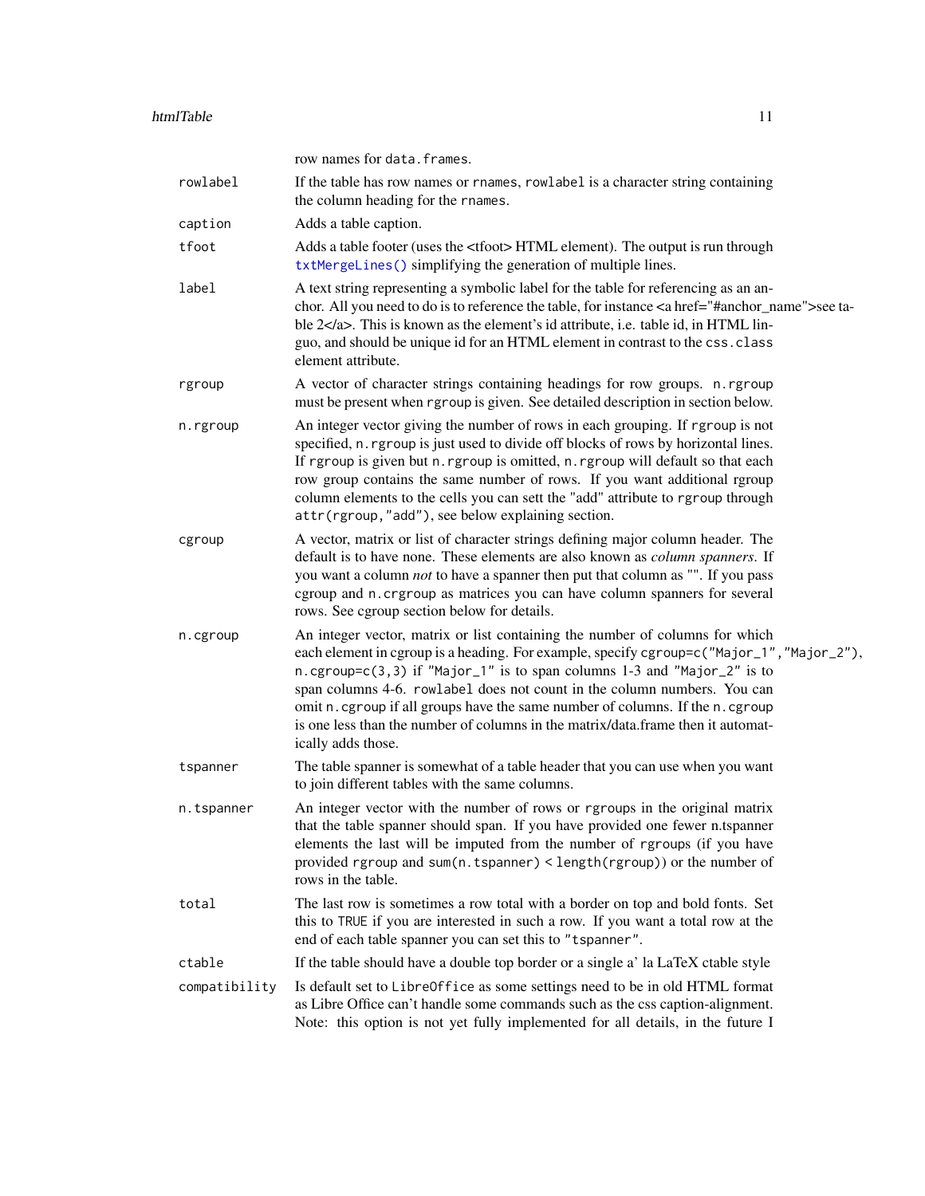row names for `data.frames`.

`rowlabel`
: If the table has row names or `rnames`, `rowlabel` is a character string containing the column heading for the `rnames`.

`caption`
: Adds a table caption.

`tfoot`
: Adds a table footer (uses the <tfoot> HTML element). The output is run through `txtMergeLines()` simplifying the generation of multiple lines.

`label`
: A text string representing a symbolic label for the table for referencing as an anchor. All you need to do is to reference the table, for instance <a href="#anchor_name">see table 2</a>. This is known as the element's id attribute, i.e. table id, in HTML linguo, and should be unique id for an HTML element in contrast to the `css.class` element attribute.

`rgroup`
: A vector of character strings containing headings for row groups. `n.rgroup` must be present when `rgroup` is given. See detailed description in section below.

`n.rgroup`
: An integer vector giving the number of rows in each grouping. If `rgroup` is not specified, `n.rgroup` is just used to divide off blocks of rows by horizontal lines. If `rgroup` is given but `n.rgroup` is omitted, `n.rgroup` will default so that each row group contains the same number of rows. If you want additional rgroup column elements to the cells you can sett the "add" attribute to `rgroup` through `attr(rgroup,"add")`, see below explaining section.

`cgroup`
: A vector, matrix or list of character strings defining major column header. The default is to have none. These elements are also known as *column spanners*. If you want a column *not* to have a spanner then put that column as "". If you pass cgroup and `n.crgroup` as matrices you can have column spanners for several rows. See cgroup section below for details.

`n.cgroup`
: An integer vector, matrix or list containing the number of columns for which each element in cgroup is a heading. For example, specify `cgroup=c("Major_1","Major_2")`, `n.cgroup=c(3,3)` if `"Major_1"` is to span columns 1-3 and `"Major_2"` is to span columns 4-6. `rowlabel` does not count in the column numbers. You can omit `n.cgroup` if all groups have the same number of columns. If the `n.cgroup` is one less than the number of columns in the matrix/data.frame then it automatically adds those.

`tspanner`
: The table spanner is somewhat of a table header that you can use when you want to join different tables with the same columns.

`n.tspanner`
: An integer vector with the number of rows or `rgroup`s in the original matrix that the table spanner should span. If you have provided one fewer n.tspanner elements the last will be imputed from the number of `rgroup`s (if you have provided `rgroup` and `sum(n.tspanner) < length(rgroup)`) or the number of rows in the table.

`total`
: The last row is sometimes a row total with a border on top and bold fonts. Set this to `TRUE` if you are interested in such a row. If you want a total row at the end of each table spanner you can set this to `"tspanner"`.

`ctable`
: If the table should have a double top border or a single a' la LaTeX ctable style

`compatibility`
: Is default set to `LibreOffice` as some settings need to be in old HTML format as Libre Office can't handle some commands such as the css caption-alignment. Note: this option is not yet fully implemented for all details, in the future I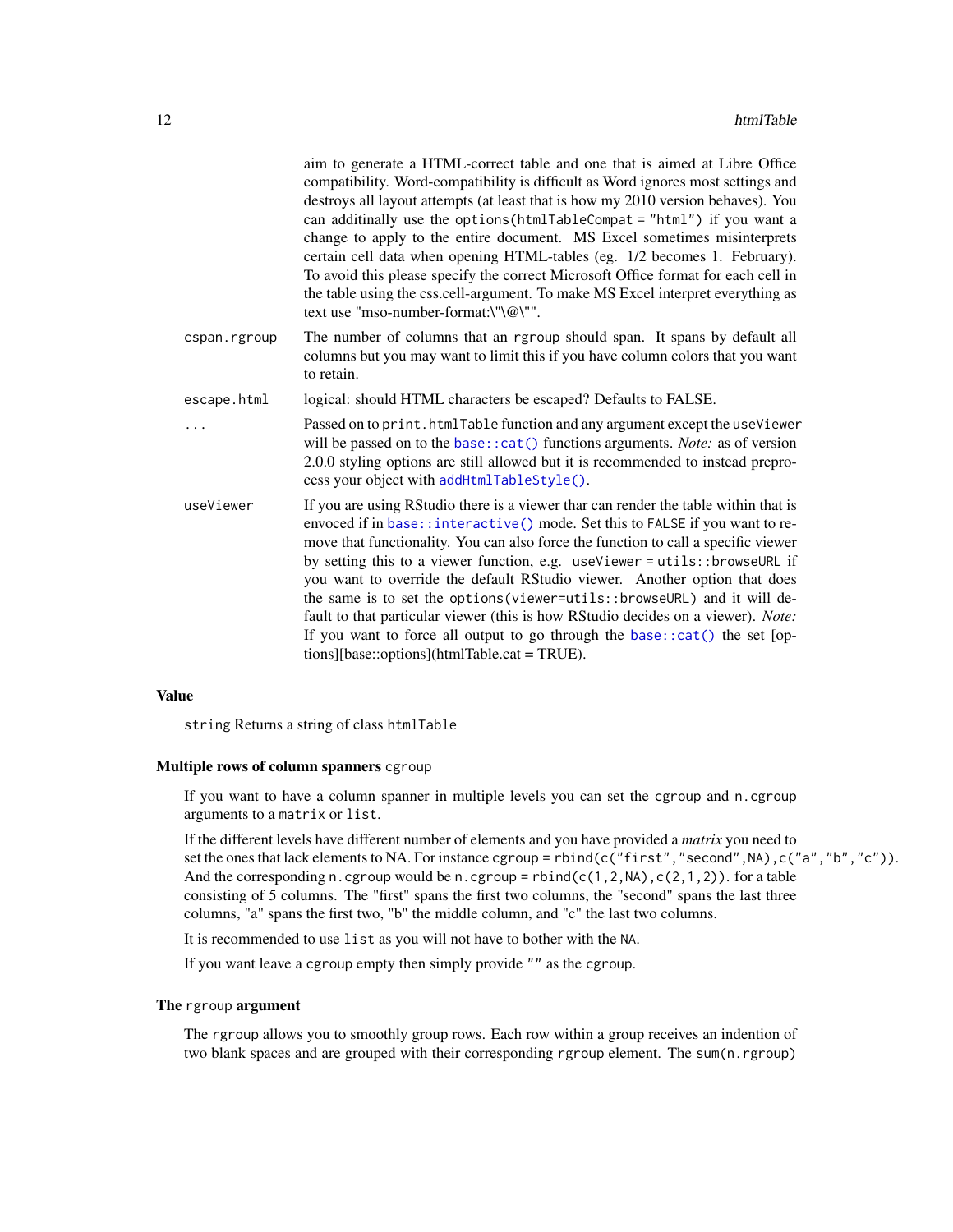aim to generate a HTML-correct table and one that is aimed at Libre Office compatibility. Word-compatibility is difficult as Word ignores most settings and destroys all layout attempts (at least that is how my 2010 version behaves). You can additinally use the `options(htmlTableCompat = "html")` if you want a change to apply to the entire document. MS Excel sometimes misinterprets certain cell data when opening HTML-tables (eg. 1/2 becomes 1. February). To avoid this please specify the correct Microsoft Office format for each cell in the table using the css.cell-argument. To make MS Excel interpret everything as text use "mso-number-format:\"\@\"".

`cspan.rgroup` — The number of columns that an `rgroup` should span. It spans by default all columns but you may want to limit this if you have column colors that you want to retain.

`escape.html` — logical: should HTML characters be escaped? Defaults to FALSE.

`...` — Passed on to `print.htmlTable` function and any argument except the `useViewer` will be passed on to the `base::cat()` functions arguments. *Note:* as of version 2.0.0 styling options are still allowed but it is recommended to instead preprocess your object with `addHtmlTableStyle()`.

`useViewer` — If you are using RStudio there is a viewer thar can render the table within that is envoced if in `base::interactive()` mode. Set this to `FALSE` if you want to remove that functionality. You can also force the function to call a specific viewer by setting this to a viewer function, e.g. `useViewer = utils::browseURL` if you want to override the default RStudio viewer. Another option that does the same is to set the `options(viewer=utils::browseURL)` and it will default to that particular viewer (this is how RStudio decides on a viewer). *Note:* If you want to force all output to go through the `base::cat()` the set [options][base::options](htmlTable.cat = TRUE).

## Value

`string` Returns a string of class `htmlTable`

### Multiple rows of column spanners `cgroup`

If you want to have a column spanner in multiple levels you can set the `cgroup` and `n.cgroup` arguments to a `matrix` or `list`.

If the different levels have different number of elements and you have provided a *matrix* you need to set the ones that lack elements to NA. For instance `cgroup = rbind(c("first","second",NA),c("a","b","c"))`. And the corresponding `n.cgroup` would be `n.cgroup = rbind(c(1,2,NA),c(2,1,2))`. for a table consisting of 5 columns. The "first" spans the first two columns, the "second" spans the last three columns, "a" spans the first two, "b" the middle column, and "c" the last two columns.

It is recommended to use `list` as you will not have to bother with the `NA`.

If you want leave a `cgroup` empty then simply provide `""` as the `cgroup`.

### The `rgroup` argument

The `rgroup` allows you to smoothly group rows. Each row within a group receives an indention of two blank spaces and are grouped with their corresponding `rgroup` element. The `sum(n.rgroup)`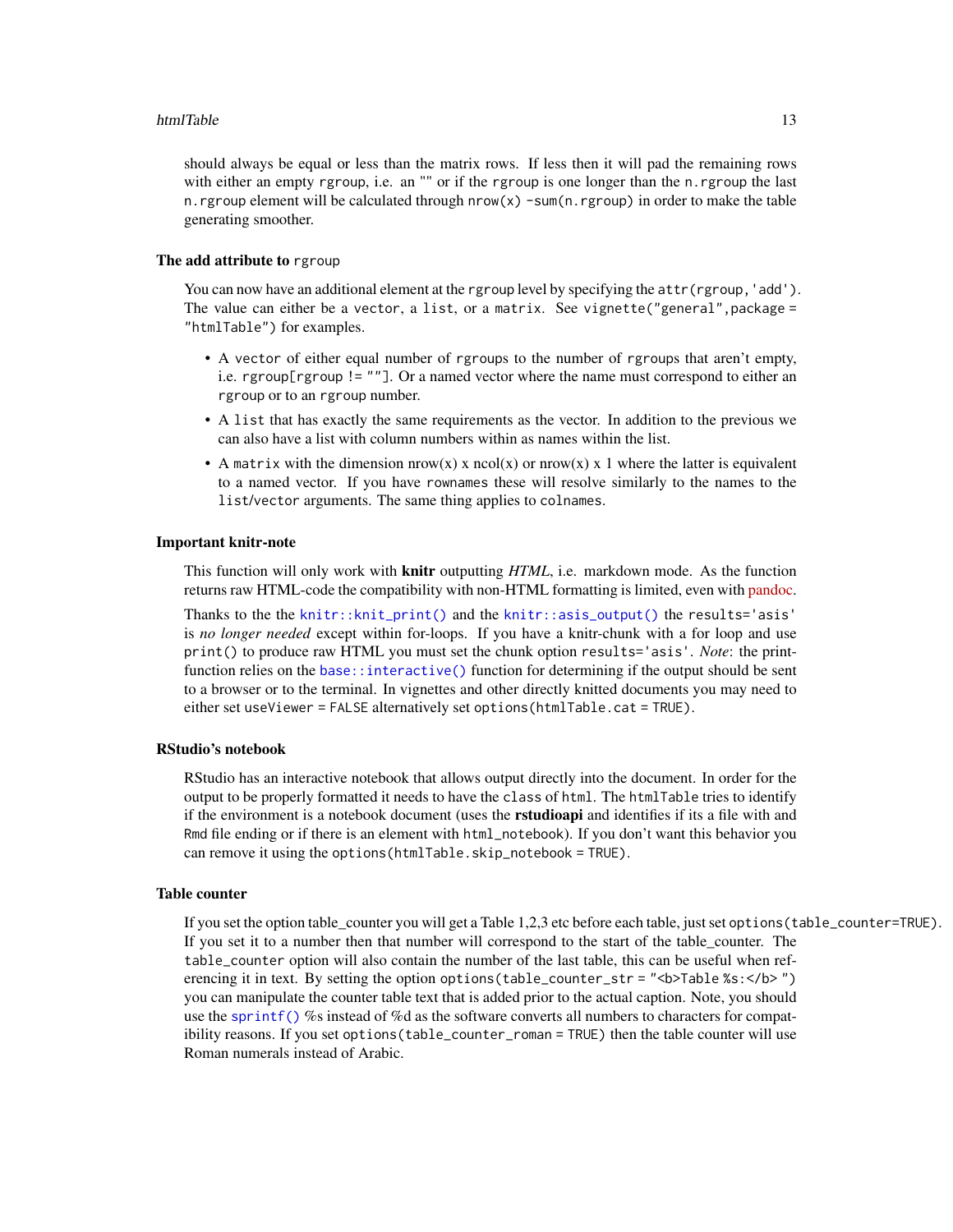should always be equal or less than the matrix rows. If less then it will pad the remaining rows with either an empty rgroup, i.e. an "" or if the rgroup is one longer than the n.rgroup the last n.rgroup element will be calculated through nrow(x) -sum(n.rgroup) in order to make the table generating smoother.

### The add attribute to rgroup

You can now have an additional element at the rgroup level by specifying the attr(rgroup,'add'). The value can either be a vector, a list, or a matrix. See vignette("general",package = "htmlTable") for examples.

- A vector of either equal number of rgroups to the number of rgroups that aren't empty, i.e. rgroup[rgroup != ""]. Or a named vector where the name must correspond to either an rgroup or to an rgroup number.
- A list that has exactly the same requirements as the vector. In addition to the previous we can also have a list with column numbers within as names within the list.
- A matrix with the dimension nrow(x) x ncol(x) or nrow(x) x 1 where the latter is equivalent to a named vector. If you have rownames these will resolve similarly to the names to the list/vector arguments. The same thing applies to colnames.

### Important knitr-note

This function will only work with **knitr** outputting *HTML*, i.e. markdown mode. As the function returns raw HTML-code the compatibility with non-HTML formatting is limited, even with pandoc.

Thanks to the the knitr::knit_print() and the knitr::asis_output() the results='asis' is *no longer needed* except within for-loops. If you have a knitr-chunk with a for loop and use print() to produce raw HTML you must set the chunk option results='asis'. *Note*: the print-function relies on the base::interactive() function for determining if the output should be sent to a browser or to the terminal. In vignettes and other directly knitted documents you may need to either set useViewer = FALSE alternatively set options(htmlTable.cat = TRUE).

### RStudio's notebook

RStudio has an interactive notebook that allows output directly into the document. In order for the output to be properly formatted it needs to have the class of html. The htmlTable tries to identify if the environment is a notebook document (uses the **rstudioapi** and identifies if its a file with and Rmd file ending or if there is an element with html_notebook). If you don't want this behavior you can remove it using the options(htmlTable.skip_notebook = TRUE).

### Table counter

If you set the option table_counter you will get a Table 1,2,3 etc before each table, just set options(table_counter=TRUE). If you set it to a number then that number will correspond to the start of the table_counter. The table_counter option will also contain the number of the last table, this can be useful when referencing it in text. By setting the option options(table_counter_str = "<b>Table %s:</b> ") you can manipulate the counter table text that is added prior to the actual caption. Note, you should use the sprintf() %s instead of %d as the software converts all numbers to characters for compatibility reasons. If you set options(table_counter_roman = TRUE) then the table counter will use Roman numerals instead of Arabic.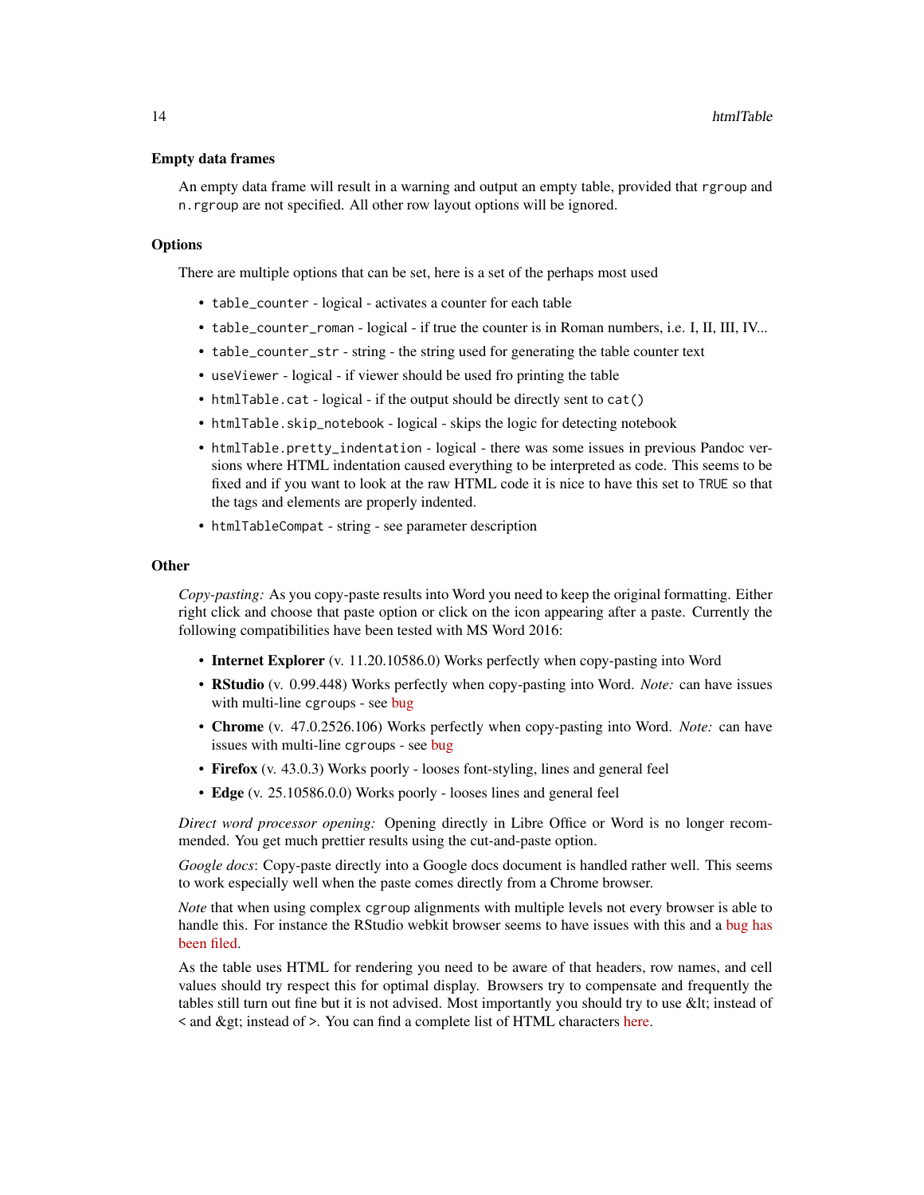### Empty data frames

An empty data frame will result in a warning and output an empty table, provided that `rgroup` and `n.rgroup` are not specified. All other row layout options will be ignored.

### Options

There are multiple options that can be set, here is a set of the perhaps most used

- `table_counter` - logical - activates a counter for each table
- `table_counter_roman` - logical - if true the counter is in Roman numbers, i.e. I, II, III, IV...
- `table_counter_str` - string - the string used for generating the table counter text
- `useViewer` - logical - if viewer should be used fro printing the table
- `htmlTable.cat` - logical - if the output should be directly sent to `cat()`
- `htmlTable.skip_notebook` - logical - skips the logic for detecting notebook
- `htmlTable.pretty_indentation` - logical - there was some issues in previous Pandoc versions where HTML indentation caused everything to be interpreted as code. This seems to be fixed and if you want to look at the raw HTML code it is nice to have this set to `TRUE` so that the tags and elements are properly indented.
- `htmlTableCompat` - string - see parameter description

### Other

*Copy-pasting:* As you copy-paste results into Word you need to keep the original formatting. Either right click and choose that paste option or click on the icon appearing after a paste. Currently the following compatibilities have been tested with MS Word 2016:

- **Internet Explorer** (v. 11.20.10586.0) Works perfectly when copy-pasting into Word
- **RStudio** (v. 0.99.448) Works perfectly when copy-pasting into Word. *Note:* can have issues with multi-line `cgroups` - see bug
- **Chrome** (v. 47.0.2526.106) Works perfectly when copy-pasting into Word. *Note:* can have issues with multi-line `cgroups` - see bug
- **Firefox** (v. 43.0.3) Works poorly - looses font-styling, lines and general feel
- **Edge** (v. 25.10586.0.0) Works poorly - looses lines and general feel

*Direct word processor opening:* Opening directly in Libre Office or Word is no longer recommended. You get much prettier results using the cut-and-paste option.

*Google docs*: Copy-paste directly into a Google docs document is handled rather well. This seems to work especially well when the paste comes directly from a Chrome browser.

*Note* that when using complex `cgroup` alignments with multiple levels not every browser is able to handle this. For instance the RStudio webkit browser seems to have issues with this and a bug has been filed.

As the table uses HTML for rendering you need to be aware of that headers, row names, and cell values should try respect this for optimal display. Browsers try to compensate and frequently the tables still turn out fine but it is not advised. Most importantly you should try to use &lt; instead of < and &gt; instead of >. You can find a complete list of HTML characters here.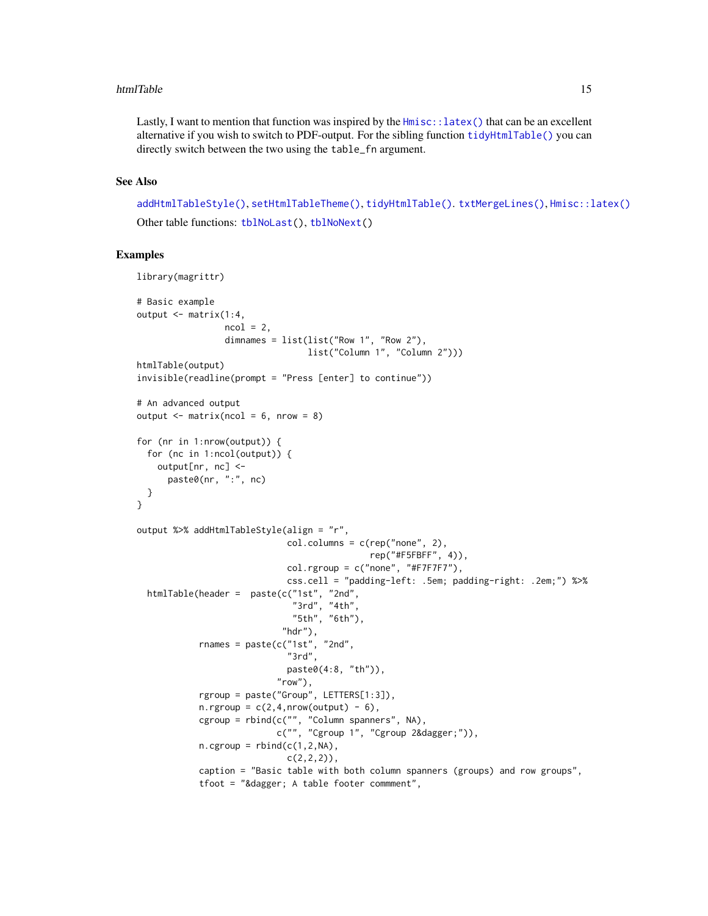Lastly, I want to mention that function was inspired by the `Hmisc::latex()` that can be an excellent alternative if you wish to switch to PDF-output. For the sibling function `tidyHtmlTable()` you can directly switch between the two using the `table_fn` argument.

## See Also

`addHtmlTableStyle()`, `setHtmlTableTheme()`, `tidyHtmlTable()`. `txtMergeLines()`, `Hmisc::latex()`

Other table functions: `tblNoLast()`, `tblNoNext()`

## Examples

```
library(magrittr)

# Basic example
output <- matrix(1:4,
                 ncol = 2,
                 dimnames = list(list("Row 1", "Row 2"),
                                 list("Column 1", "Column 2")))
htmlTable(output)
invisible(readline(prompt = "Press [enter] to continue"))

# An advanced output
output <- matrix(ncol = 6, nrow = 8)

for (nr in 1:nrow(output)) {
  for (nc in 1:ncol(output)) {
    output[nr, nc] <-
      paste0(nr, ":", nc)
  }
}

output %>% addHtmlTableStyle(align = "r",
                             col.columns = c(rep("none", 2),
                                             rep("#F5FBFF", 4)),
                             col.rgroup = c("none", "#F7F7F7"),
                             css.cell = "padding-left: .5em; padding-right: .2em;") %>%
  htmlTable(header =  paste(c("1st", "2nd",
                              "3rd", "4th",
                              "5th", "6th"),
                            "hdr"),
            rnames = paste(c("1st", "2nd",
                             "3rd",
                             paste0(4:8, "th")),
                           "row"),
            rgroup = paste("Group", LETTERS[1:3]),
            n.rgroup = c(2,4,nrow(output) - 6),
            cgroup = rbind(c("", "Column spanners", NA),
                           c("", "Cgroup 1", "Cgroup 2&dagger;")),
            n.cgroup = rbind(c(1,2,NA),
                             c(2,2,2)),
            caption = "Basic table with both column spanners (groups) and row groups",
            tfoot = "&dagger; A table footer commment",
```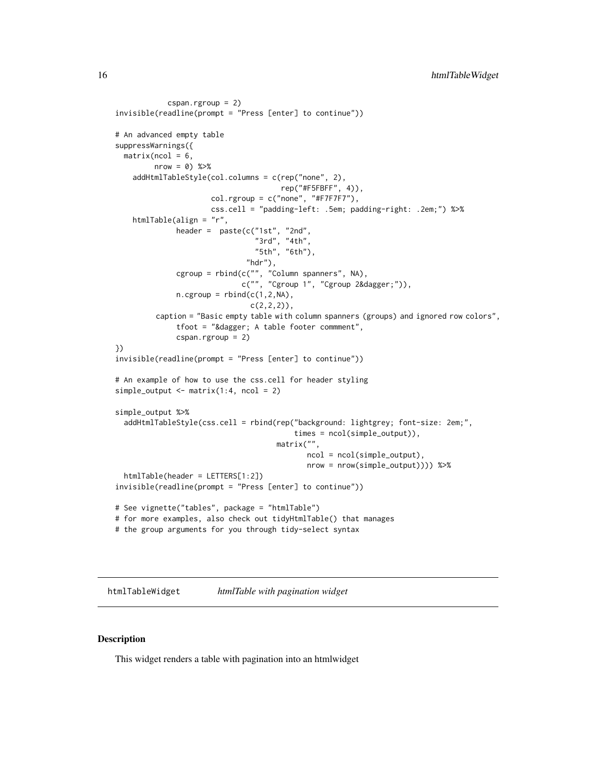```
            cspan.rgroup = 2)
invisible(readline(prompt = "Press [enter] to continue"))

# An advanced empty table
suppressWarnings({
  matrix(ncol = 6,
         nrow = 0) %>%
    addHtmlTableStyle(col.columns = c(rep("none", 2),
                                      rep("#F5FBFF", 4)),
                      col.rgroup = c("none", "#F7F7F7"),
                      css.cell = "padding-left: .5em; padding-right: .2em;") %>%
    htmlTable(align = "r",
              header =  paste(c("1st", "2nd",
                                "3rd", "4th",
                                "5th", "6th"),
                              "hdr"),
              cgroup = rbind(c("", "Column spanners", NA),
                             c("", "Cgroup 1", "Cgroup 2&dagger;")),
              n.cgroup = rbind(c(1,2,NA),
                               c(2,2,2)),
         caption = "Basic empty table with column spanners (groups) and ignored row colors",
              tfoot = "&dagger; A table footer commment",
              cspan.rgroup = 2)
})
invisible(readline(prompt = "Press [enter] to continue"))

# An example of how to use the css.cell for header styling
simple_output <- matrix(1:4, ncol = 2)

simple_output %>%
  addHtmlTableStyle(css.cell = rbind(rep("background: lightgrey; font-size: 2em;",
                                         times = ncol(simple_output)),
                                     matrix("",
                                            ncol = ncol(simple_output),
                                            nrow = nrow(simple_output)))) %>%
  htmlTable(header = LETTERS[1:2])
invisible(readline(prompt = "Press [enter] to continue"))

# See vignette("tables", package = "htmlTable")
# for more examples, also check out tidyHtmlTable() that manages
# the group arguments for you through tidy-select syntax
```

---

## htmlTableWidget *htmlTable with pagination widget*

### Description

This widget renders a table with pagination into an htmlwidget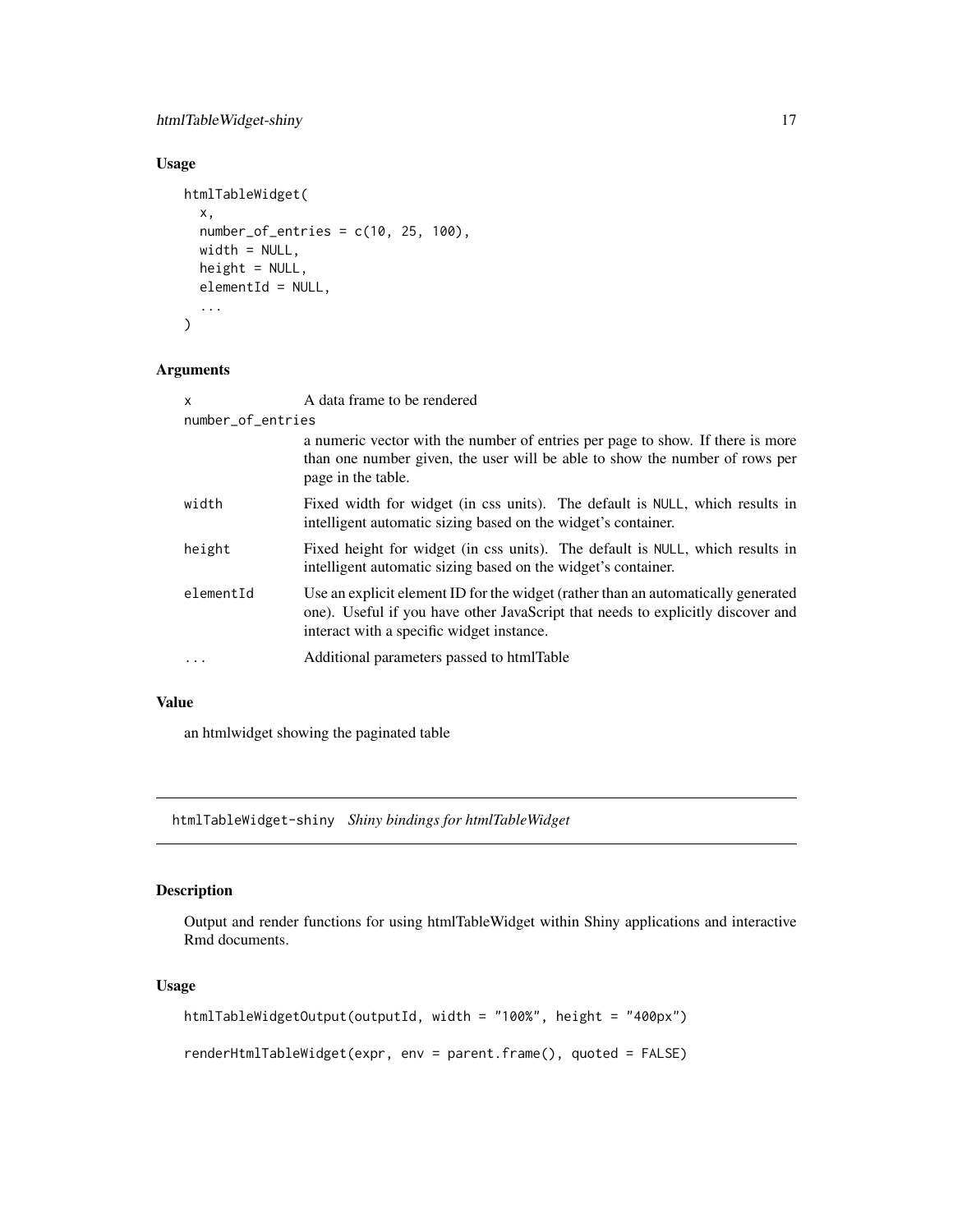## Usage

```
htmlTableWidget(
  x,
  number_of_entries = c(10, 25, 100),
  width = NULL,
  height = NULL,
  elementId = NULL,
  ...
)
```

## Arguments

| | |
|---|---|
| `x` | A data frame to be rendered |
| `number_of_entries` | a numeric vector with the number of entries per page to show. If there is more than one number given, the user will be able to show the number of rows per page in the table. |
| `width` | Fixed width for widget (in css units). The default is `NULL`, which results in intelligent automatic sizing based on the widget's container. |
| `height` | Fixed height for widget (in css units). The default is `NULL`, which results in intelligent automatic sizing based on the widget's container. |
| `elementId` | Use an explicit element ID for the widget (rather than an automatically generated one). Useful if you have other JavaScript that needs to explicitly discover and interact with a specific widget instance. |
| `...` | Additional parameters passed to htmlTable |

## Value

an htmlwidget showing the paginated table

---

# htmlTableWidget-shiny *Shiny bindings for htmlTableWidget*

## Description

Output and render functions for using htmlTableWidget within Shiny applications and interactive Rmd documents.

## Usage

```
htmlTableWidgetOutput(outputId, width = "100%", height = "400px")

renderHtmlTableWidget(expr, env = parent.frame(), quoted = FALSE)
```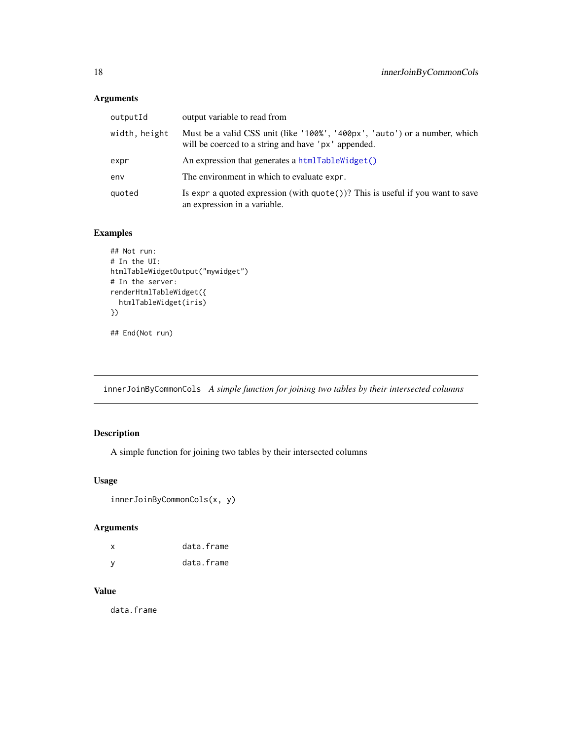## Arguments

| | |
|---|---|
| outputId | output variable to read from |
| width, height | Must be a valid CSS unit (like '100%', '400px', 'auto') or a number, which will be coerced to a string and have 'px' appended. |
| expr | An expression that generates a `htmlTableWidget()` |
| env | The environment in which to evaluate `expr`. |
| quoted | Is `expr` a quoted expression (with `quote()`)? This is useful if you want to save an expression in a variable. |

## Examples

```
## Not run:
# In the UI:
htmlTableWidgetOutput("mywidget")
# In the server:
renderHtmlTableWidget({
  htmlTableWidget(iris)
})

## End(Not run)
```

---

# innerJoinByCommonCols *A simple function for joining two tables by their intersected columns*

---

## Description

A simple function for joining two tables by their intersected columns

## Usage

```
innerJoinByCommonCols(x, y)
```

## Arguments

| | |
|---|---|
| x | data.frame |
| y | data.frame |

## Value

data.frame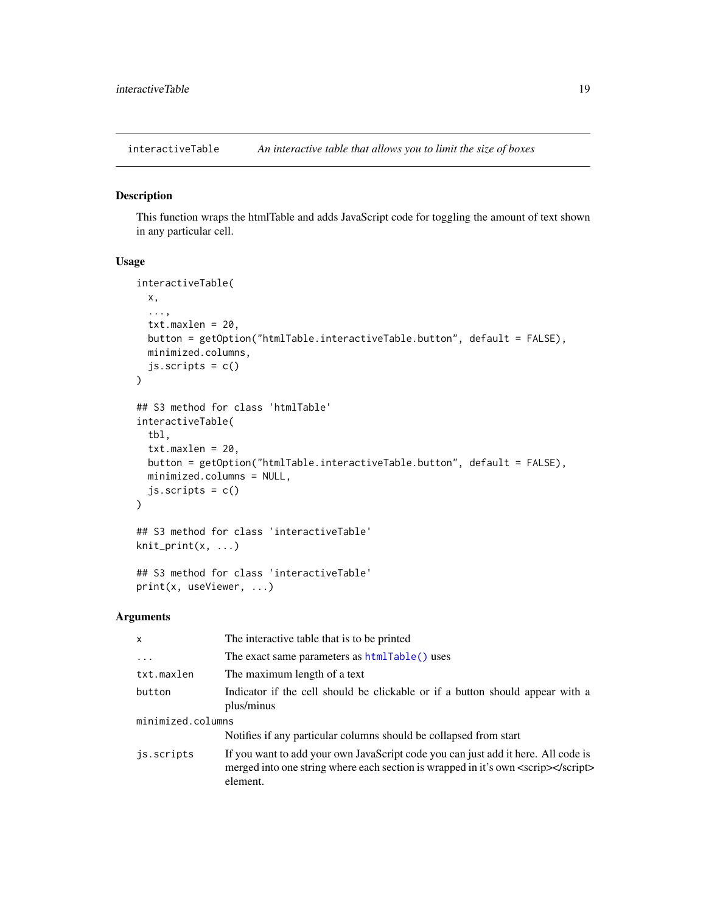## interactiveTable — *An interactive table that allows you to limit the size of boxes*

### Description

This function wraps the htmlTable and adds JavaScript code for toggling the amount of text shown in any particular cell.

### Usage

```
interactiveTable(
  x,
  ...,
  txt.maxlen = 20,
  button = getOption("htmlTable.interactiveTable.button", default = FALSE),
  minimized.columns,
  js.scripts = c()
)

## S3 method for class 'htmlTable'
interactiveTable(
  tbl,
  txt.maxlen = 20,
  button = getOption("htmlTable.interactiveTable.button", default = FALSE),
  minimized.columns = NULL,
  js.scripts = c()
)

## S3 method for class 'interactiveTable'
knit_print(x, ...)

## S3 method for class 'interactiveTable'
print(x, useViewer, ...)
```

### Arguments

| Argument | Description |
|---|---|
| `x` | The interactive table that is to be printed |
| `...` | The exact same parameters as `htmlTable()` uses |
| `txt.maxlen` | The maximum length of a text |
| `button` | Indicator if the cell should be clickable or if a button should appear with a plus/minus |
| `minimized.columns` | Notifies if any particular columns should be collapsed from start |
| `js.scripts` | If you want to add your own JavaScript code you can just add it here. All code is merged into one string where each section is wrapped in it's own <scrip></script> element. |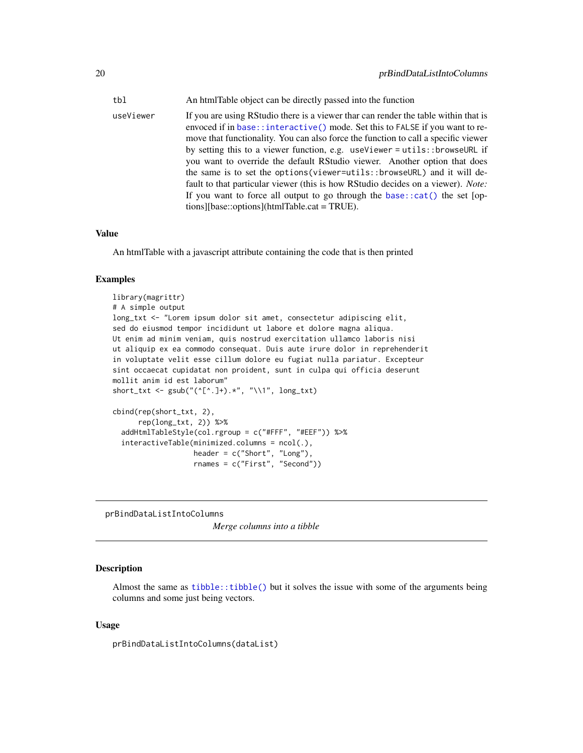| | |
|---|---|
| tbl | An htmlTable object can be directly passed into the function |
| useViewer | If you are using RStudio there is a viewer thar can render the table within that is envoced if in `base::interactive()` mode. Set this to `FALSE` if you want to remove that functionality. You can also force the function to call a specific viewer by setting this to a viewer function, e.g. `useViewer = utils::browseURL` if you want to override the default RStudio viewer. Another option that does the same is to set the `options(viewer=utils::browseURL)` and it will default to that particular viewer (this is how RStudio decides on a viewer). *Note:* If you want to force all output to go through the `base::cat()` the set [options][base::options](htmlTable.cat = TRUE). |

## Value

An htmlTable with a javascript attribute containing the code that is then printed

## Examples

```
library(magrittr)
# A simple output
long_txt <- "Lorem ipsum dolor sit amet, consectetur adipiscing elit,
sed do eiusmod tempor incididunt ut labore et dolore magna aliqua.
Ut enim ad minim veniam, quis nostrud exercitation ullamco laboris nisi
ut aliquip ex ea commodo consequat. Duis aute irure dolor in reprehenderit
in voluptate velit esse cillum dolore eu fugiat nulla pariatur. Excepteur
sint occaecat cupidatat non proident, sunt in culpa qui officia deserunt
mollit anim id est laborum"
short_txt <- gsub("(^[^.]+).*", "\\1", long_txt)

cbind(rep(short_txt, 2),
      rep(long_txt, 2)) %>%
  addHtmlTableStyle(col.rgroup = c("#FFF", "#EEF")) %>%
  interactiveTable(minimized.columns = ncol(.),
                   header = c("Short", "Long"),
                   rnames = c("First", "Second"))
```

---

# prBindDataListIntoColumns

*Merge columns into a tibble*

## Description

Almost the same as `tibble::tibble()` but it solves the issue with some of the arguments being columns and some just being vectors.

## Usage

```
prBindDataListIntoColumns(dataList)
```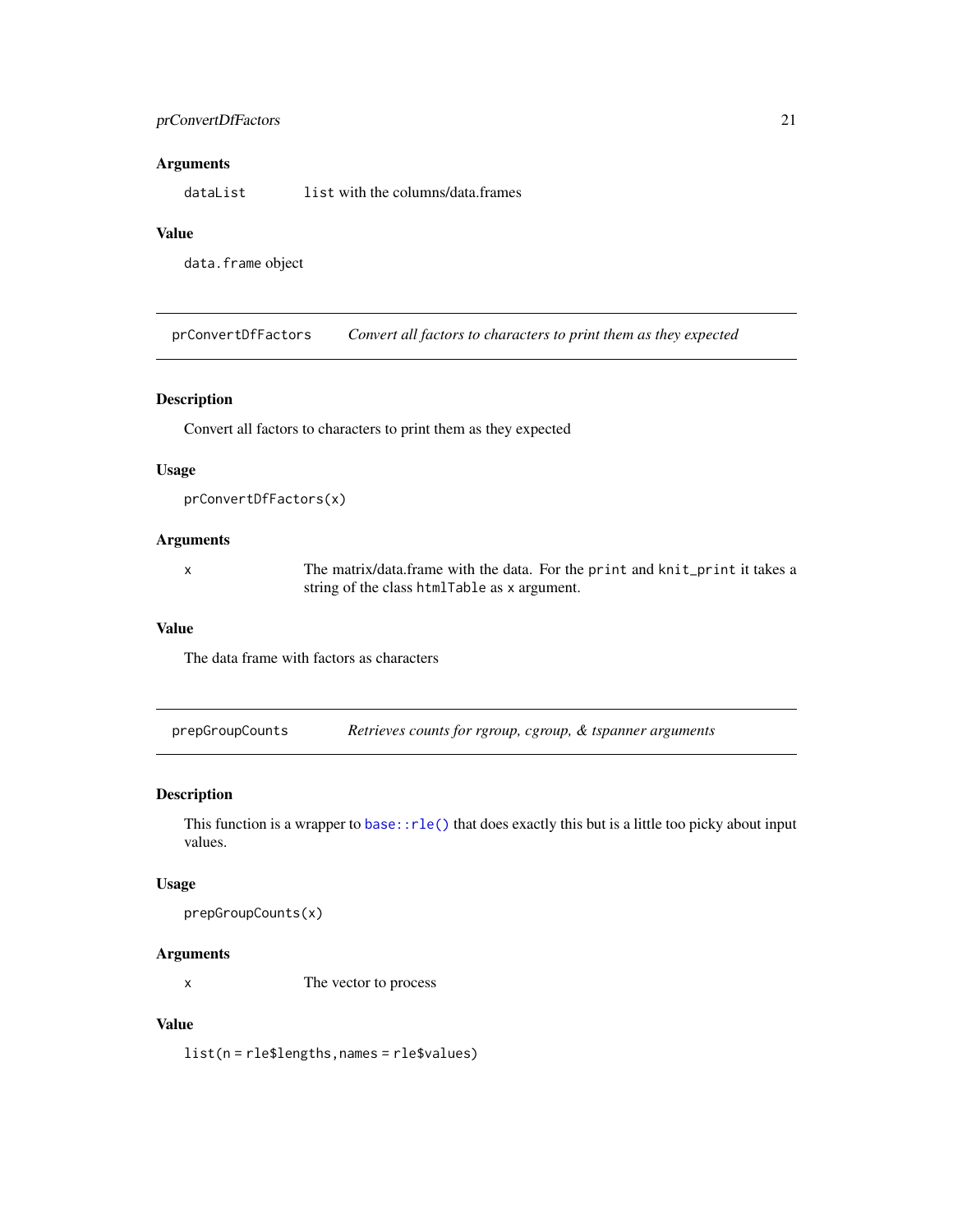### Arguments

| | |
|---|---|
| `dataList` | `list` with the columns/data.frames |

### Value

`data.frame` object

---

## prConvertDfFactors — *Convert all factors to characters to print them as they expected*

---

### Description

Convert all factors to characters to print them as they expected

### Usage

```
prConvertDfFactors(x)
```

### Arguments

| | |
|---|---|
| `x` | The matrix/data.frame with the data. For the `print` and `knit_print` it takes a string of the class `htmlTable` as `x` argument. |

### Value

The data frame with factors as characters

---

## prepGroupCounts — *Retrieves counts for rgroup, cgroup, & tspanner arguments*

---

### Description

This function is a wrapper to `base::rle()` that does exactly this but is a little too picky about input values.

### Usage

```
prepGroupCounts(x)
```

### Arguments

| | |
|---|---|
| `x` | The vector to process |

### Value

`list(n = rle$lengths,names = rle$values)`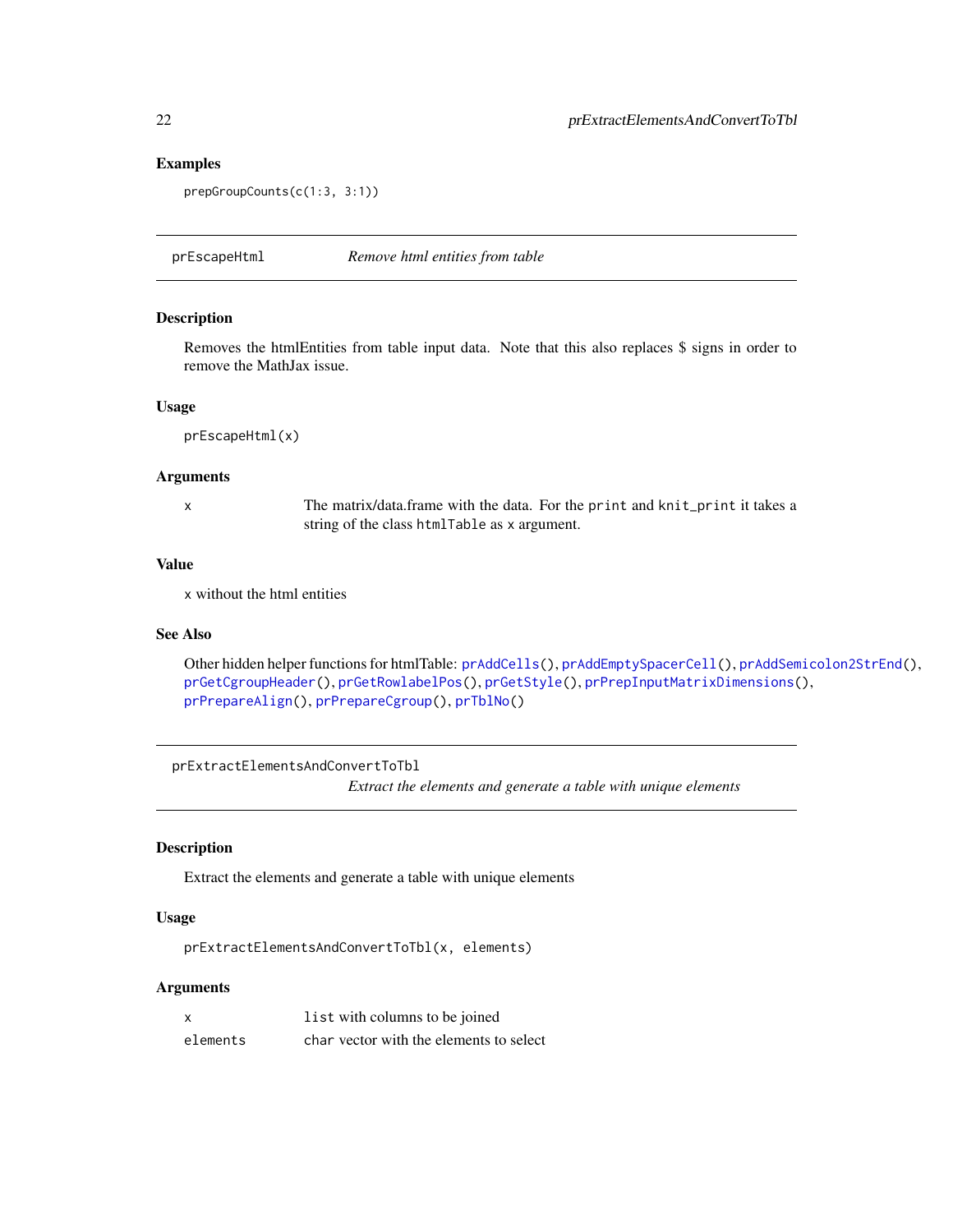## Examples

```
prepGroupCounts(c(1:3, 3:1))
```

---

# prEscapeHtml *Remove html entities from table*

## Description

Removes the htmlEntities from table input data. Note that this also replaces $ signs in order to remove the MathJax issue.

## Usage

```
prEscapeHtml(x)
```

## Arguments

| | |
|---|---|
| x | The matrix/data.frame with the data. For the `print` and `knit_print` it takes a string of the class `htmlTable` as `x` argument. |

## Value

`x` without the html entities

## See Also

Other hidden helper functions for htmlTable: `prAddCells()`, `prAddEmptySpacerCell()`, `prAddSemicolon2StrEnd()`, `prGetCgroupHeader()`, `prGetRowlabelPos()`, `prGetStyle()`, `prPrepInputMatrixDimensions()`, `prPrepareAlign()`, `prPrepareCgroup()`, `prTblNo()`

---

# prExtractElementsAndConvertToTbl *Extract the elements and generate a table with unique elements*

## Description

Extract the elements and generate a table with unique elements

## Usage

```
prExtractElementsAndConvertToTbl(x, elements)
```

## Arguments

| | |
|---|---|
| x | `list` with columns to be joined |
| elements | `char` vector with the elements to select |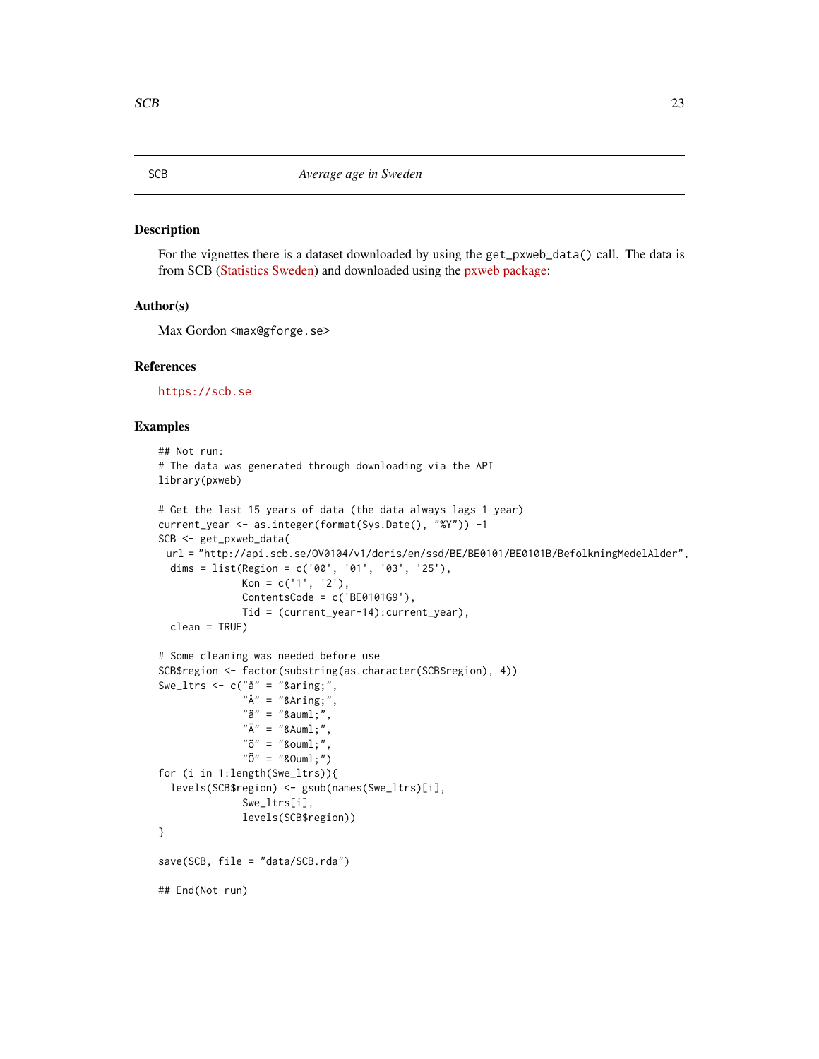SCB *Average age in Sweden*

## Description

For the vignettes there is a dataset downloaded by using the `get_pxweb_data()` call. The data is from SCB (Statistics Sweden) and downloaded using the pxweb package:

## Author(s)

Max Gordon <max@gforge.se>

## References

https://scb.se

## Examples

```
## Not run:
# The data was generated through downloading via the API
library(pxweb)

# Get the last 15 years of data (the data always lags 1 year)
current_year <- as.integer(format(Sys.Date(), "%Y")) -1
SCB <- get_pxweb_data(
 url = "http://api.scb.se/OV0104/v1/doris/en/ssd/BE/BE0101/BE0101B/BefolkningMedelAlder",
  dims = list(Region = c('00', '01', '03', '25'),
              Kon = c('1', '2'),
              ContentsCode = c('BE0101G9'),
              Tid = (current_year-14):current_year),
  clean = TRUE)

# Some cleaning was needed before use
SCB$region <- factor(substring(as.character(SCB$region), 4))
Swe_ltrs <- c("å" = "&aring;",
              "Å" = "&Aring;",
              "ä" = "&auml;",
              "Ä" = "&Auml;",
              "ö" = "&ouml;",
              "Ö" = "&Ouml;")
for (i in 1:length(Swe_ltrs)){
  levels(SCB$region) <- gsub(names(Swe_ltrs)[i],
              Swe_ltrs[i],
              levels(SCB$region))
}

save(SCB, file = "data/SCB.rda")

## End(Not run)
```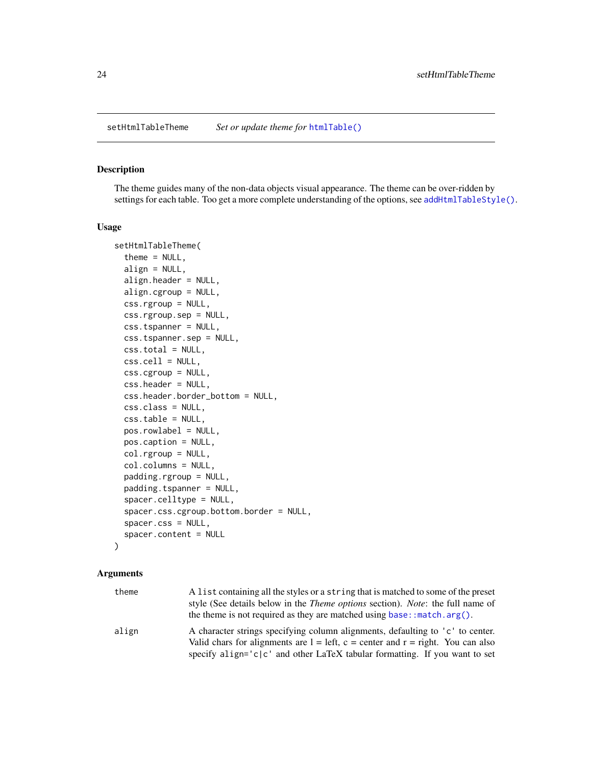setHtmlTableTheme    *Set or update theme for* `htmlTable()`

## Description

The theme guides many of the non-data objects visual appearance. The theme can be over-ridden by settings for each table. Too get a more complete understanding of the options, see `addHtmlTableStyle()`.

## Usage

```
setHtmlTableTheme(
  theme = NULL,
  align = NULL,
  align.header = NULL,
  align.cgroup = NULL,
  css.rgroup = NULL,
  css.rgroup.sep = NULL,
  css.tspanner = NULL,
  css.tspanner.sep = NULL,
  css.total = NULL,
  css.cell = NULL,
  css.cgroup = NULL,
  css.header = NULL,
  css.header.border_bottom = NULL,
  css.class = NULL,
  css.table = NULL,
  pos.rowlabel = NULL,
  pos.caption = NULL,
  col.rgroup = NULL,
  col.columns = NULL,
  padding.rgroup = NULL,
  padding.tspanner = NULL,
  spacer.celltype = NULL,
  spacer.css.cgroup.bottom.border = NULL,
  spacer.css = NULL,
  spacer.content = NULL
)
```

## Arguments

`theme` A `list` containing all the styles or a `string` that is matched to some of the preset style (See details below in the *Theme options* section). *Note*: the full name of the theme is not required as they are matched using `base::match.arg()`.

`align` A character strings specifying column alignments, defaulting to `'c'` to center. Valid chars for alignments are l = left, c = center and r = right. You can also specify `align='c|c'` and other LaTeX tabular formatting. If you want to set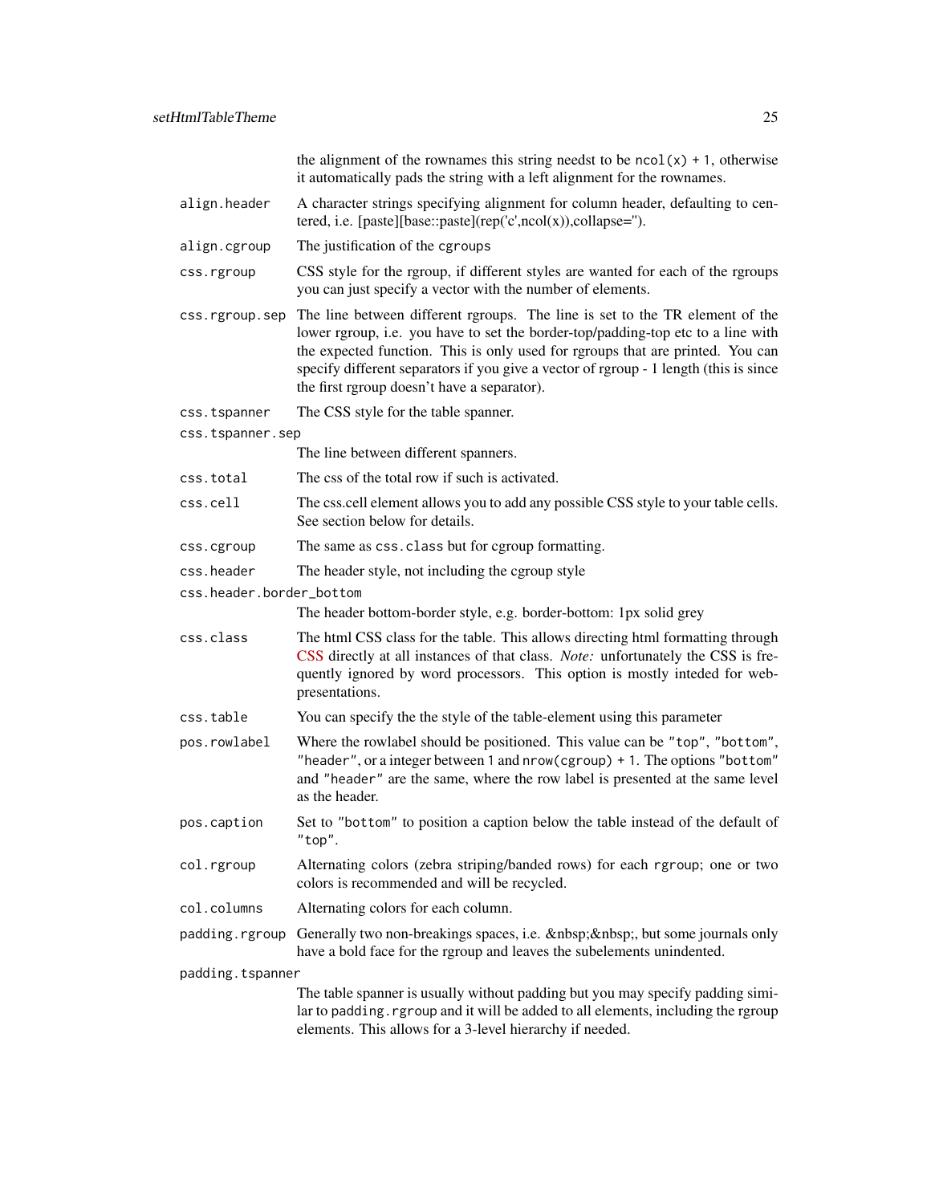the alignment of the rownames this string needst to be `ncol(x) + 1`, otherwise it automatically pads the string with a left alignment for the rownames.

| | |
|---|---|
| `align.header` | A character strings specifying alignment for column header, defaulting to centered, i.e. [paste][base::paste](rep('c',ncol(x)),collapse=''). |
| `align.cgroup` | The justification of the `cgroups` |
| `css.rgroup` | CSS style for the rgroup, if different styles are wanted for each of the rgroups you can just specify a vector with the number of elements. |
| `css.rgroup.sep` | The line between different rgroups. The line is set to the TR element of the lower rgroup, i.e. you have to set the border-top/padding-top etc to a line with the expected function. This is only used for rgroups that are printed. You can specify different separators if you give a vector of rgroup - 1 length (this is since the first rgroup doesn't have a separator). |
| `css.tspanner` | The CSS style for the table spanner. |
| `css.tspanner.sep` | The line between different spanners. |
| `css.total` | The css of the total row if such is activated. |
| `css.cell` | The css.cell element allows you to add any possible CSS style to your table cells. See section below for details. |
| `css.cgroup` | The same as `css.class` but for cgroup formatting. |
| `css.header` | The header style, not including the cgroup style |
| `css.header.border_bottom` | The header bottom-border style, e.g. border-bottom: 1px solid grey |
| `css.class` | The html CSS class for the table. This allows directing html formatting through CSS directly at all instances of that class. *Note:* unfortunately the CSS is frequently ignored by word processors. This option is mostly inteded for web-presentations. |
| `css.table` | You can specify the the style of the table-element using this parameter |
| `pos.rowlabel` | Where the rowlabel should be positioned. This value can be `"top"`, `"bottom"`, `"header"`, or a integer between `1` and `nrow(cgroup) + 1`. The options `"bottom"` and `"header"` are the same, where the row label is presented at the same level as the header. |
| `pos.caption` | Set to `"bottom"` to position a caption below the table instead of the default of `"top"`. |
| `col.rgroup` | Alternating colors (zebra striping/banded rows) for each `rgroup`; one or two colors is recommended and will be recycled. |
| `col.columns` | Alternating colors for each column. |
| `padding.rgroup` | Generally two non-breakings spaces, i.e. &nbsp;&nbsp;, but some journals only have a bold face for the rgroup and leaves the subelements unindented. |
| `padding.tspanner` | The table spanner is usually without padding but you may specify padding similar to `padding.rgroup` and it will be added to all elements, including the rgroup elements. This allows for a 3-level hierarchy if needed. |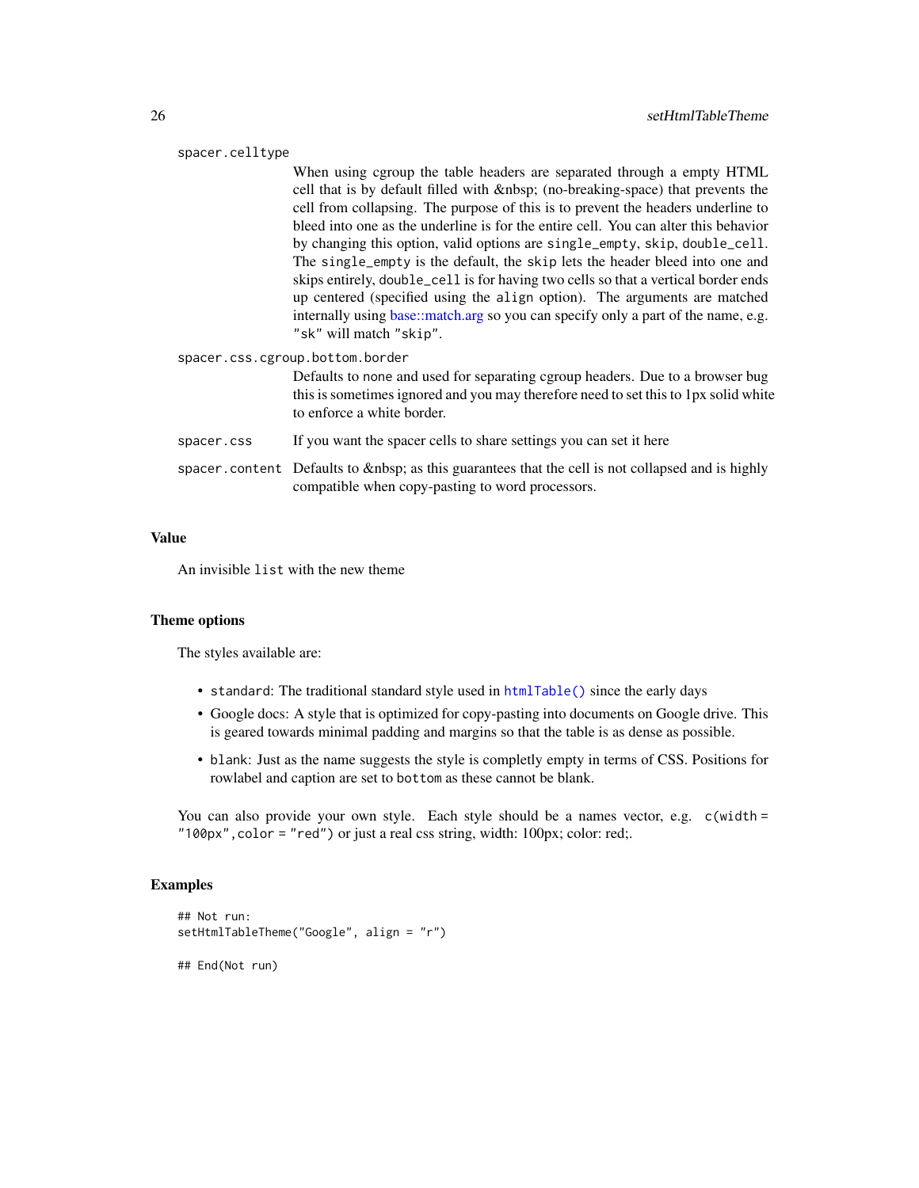`spacer.celltype`
: When using cgroup the table headers are separated through a empty HTML cell that is by default filled with &nbsp; (no-breaking-space) that prevents the cell from collapsing. The purpose of this is to prevent the headers underline to bleed into one as the underline is for the entire cell. You can alter this behavior by changing this option, valid options are `single_empty`, `skip`, `double_cell`. The `single_empty` is the default, the `skip` lets the header bleed into one and skips entirely, `double_cell` is for having two cells so that a vertical border ends up centered (specified using the `align` option). The arguments are matched internally using base::match.arg so you can specify only a part of the name, e.g. `"sk"` will match `"skip"`.

`spacer.css.cgroup.bottom.border`
: Defaults to none and used for separating cgroup headers. Due to a browser bug this is sometimes ignored and you may therefore need to set this to 1px solid white to enforce a white border.

`spacer.css`
: If you want the spacer cells to share settings you can set it here

`spacer.content`
: Defaults to &nbsp; as this guarantees that the cell is not collapsed and is highly compatible when copy-pasting to word processors.

## Value

An invisible `list` with the new theme

## Theme options

The styles available are:

- `standard`: The traditional standard style used in `htmlTable()` since the early days
- Google docs: A style that is optimized for copy-pasting into documents on Google drive. This is geared towards minimal padding and margins so that the table is as dense as possible.
- `blank`: Just as the name suggests the style is completly empty in terms of CSS. Positions for rowlabel and caption are set to `bottom` as these cannot be blank.

You can also provide your own style. Each style should be a names vector, e.g. `c(width = "100px",color = "red")` or just a real css string, width: 100px; color: red;.

## Examples

```
## Not run:
setHtmlTableTheme("Google", align = "r")

## End(Not run)
```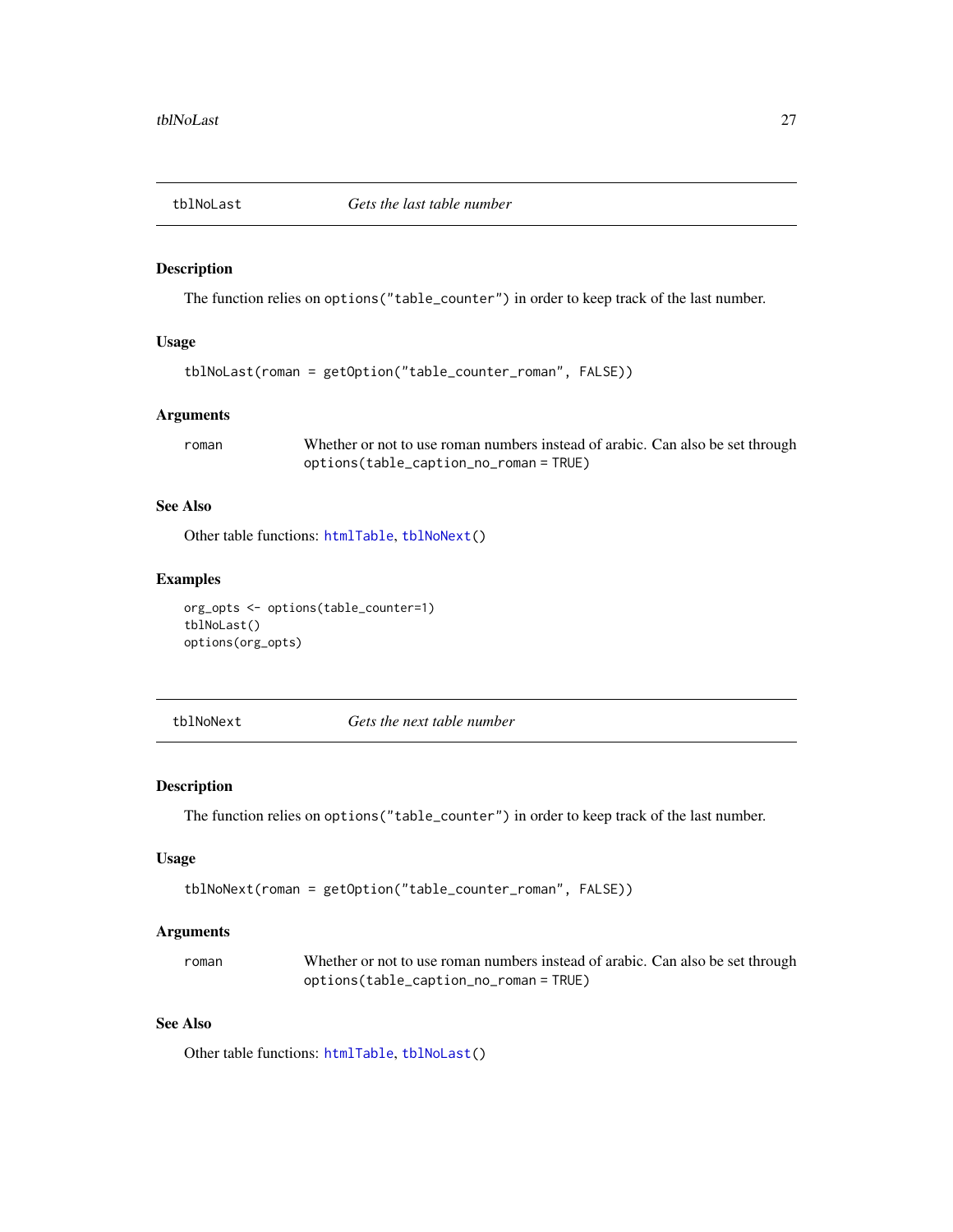## tblNoLast *Gets the last table number*

### Description

The function relies on `options("table_counter")` in order to keep track of the last number.

### Usage

```
tblNoLast(roman = getOption("table_counter_roman", FALSE))
```

### Arguments

| | |
|---|---|
| roman | Whether or not to use roman numbers instead of arabic. Can also be set through `options(table_caption_no_roman = TRUE)` |

### See Also

Other table functions: `htmlTable`, `tblNoNext()`

### Examples

```
org_opts <- options(table_counter=1)
tblNoLast()
options(org_opts)
```

## tblNoNext *Gets the next table number*

### Description

The function relies on `options("table_counter")` in order to keep track of the last number.

### Usage

```
tblNoNext(roman = getOption("table_counter_roman", FALSE))
```

### Arguments

| | |
|---|---|
| roman | Whether or not to use roman numbers instead of arabic. Can also be set through `options(table_caption_no_roman = TRUE)` |

### See Also

Other table functions: `htmlTable`, `tblNoLast()`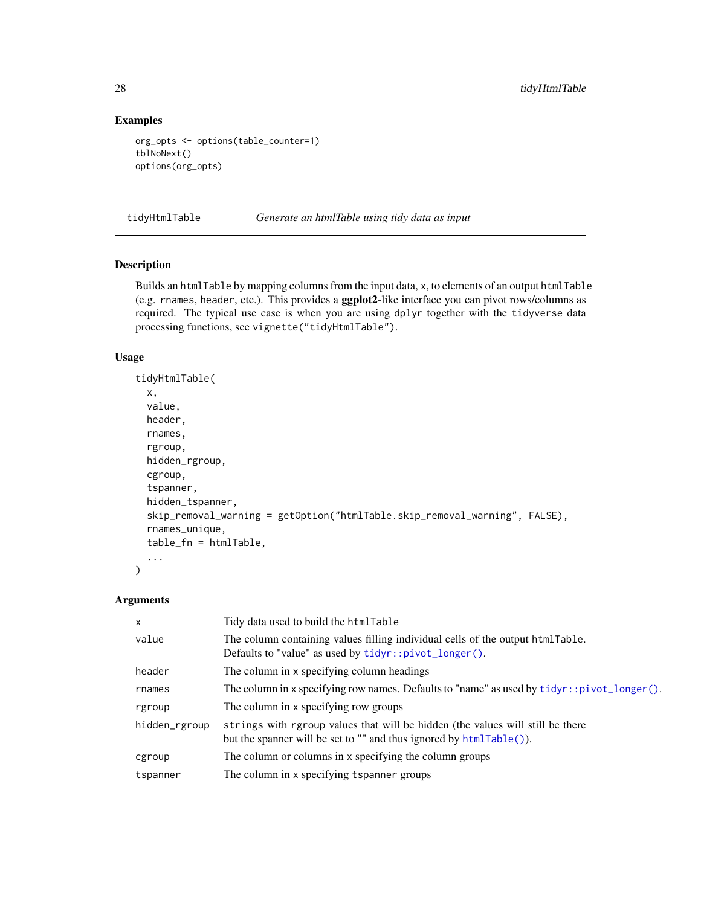### Examples

```
org_opts <- options(table_counter=1)
tblNoNext()
options(org_opts)
```

---

## tidyHtmlTable *Generate an htmlTable using tidy data as input*

---

### Description

Builds an `htmlTable` by mapping columns from the input data, `x`, to elements of an output `htmlTable` (e.g. `rnames`, `header`, etc.). This provides a **ggplot2**-like interface you can pivot rows/columns as required. The typical use case is when you are using `dplyr` together with the `tidyverse` data processing functions, see `vignette("tidyHtmlTable")`.

### Usage

```
tidyHtmlTable(
  x,
  value,
  header,
  rnames,
  rgroup,
  hidden_rgroup,
  cgroup,
  tspanner,
  hidden_tspanner,
  skip_removal_warning = getOption("htmlTable.skip_removal_warning", FALSE),
  rnames_unique,
  table_fn = htmlTable,
  ...
)
```

### Arguments

| | |
|---|---|
| `x` | Tidy data used to build the `htmlTable` |
| `value` | The column containing values filling individual cells of the output `htmlTable`. Defaults to "value" as used by `tidyr::pivot_longer()`. |
| `header` | The column in `x` specifying column headings |
| `rnames` | The column in `x` specifying row names. Defaults to "name" as used by `tidyr::pivot_longer()`. |
| `rgroup` | The column in `x` specifying row groups |
| `hidden_rgroup` | `strings` with `rgroup` values that will be hidden (the values will still be there but the spanner will be set to "" and thus ignored by `htmlTable()`). |
| `cgroup` | The column or columns in `x` specifying the column groups |
| `tspanner` | The column in `x` specifying `tspanner` groups |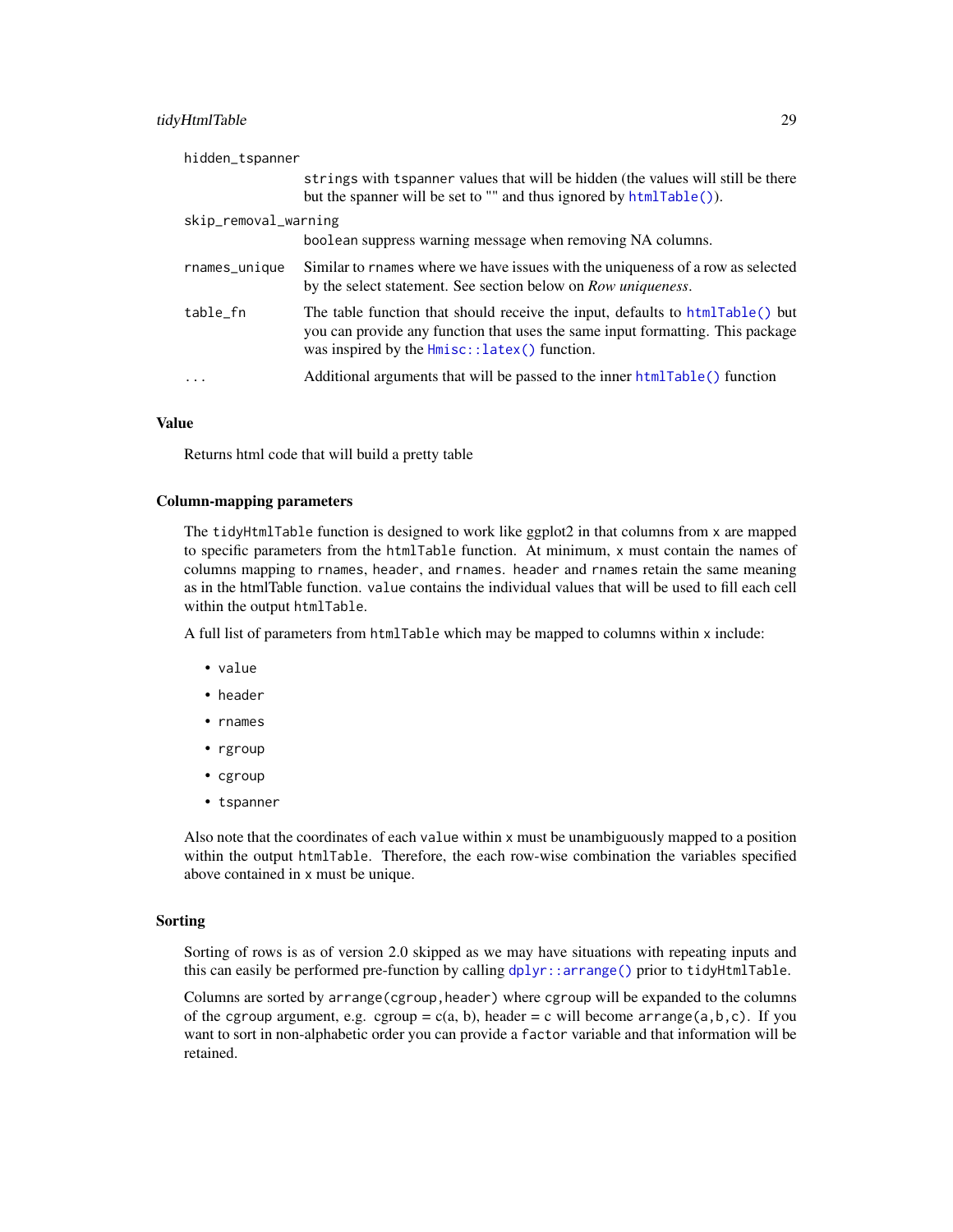hidden_tspanner
: strings with tspanner values that will be hidden (the values will still be there but the spanner will be set to "" and thus ignored by htmlTable()).

skip_removal_warning
: boolean suppress warning message when removing NA columns.

rnames_unique
: Similar to rnames where we have issues with the uniqueness of a row as selected by the select statement. See section below on *Row uniqueness*.

table_fn
: The table function that should receive the input, defaults to htmlTable() but you can provide any function that uses the same input formatting. This package was inspired by the Hmisc::latex() function.

...
: Additional arguments that will be passed to the inner htmlTable() function

### Value

Returns html code that will build a pretty table

### Column-mapping parameters

The tidyHtmlTable function is designed to work like ggplot2 in that columns from x are mapped to specific parameters from the htmlTable function. At minimum, x must contain the names of columns mapping to rnames, header, and rnames. header and rnames retain the same meaning as in the htmlTable function. value contains the individual values that will be used to fill each cell within the output htmlTable.

A full list of parameters from htmlTable which may be mapped to columns within x include:

- value
- header
- rnames
- rgroup
- cgroup
- tspanner

Also note that the coordinates of each value within x must be unambiguously mapped to a position within the output htmlTable. Therefore, the each row-wise combination the variables specified above contained in x must be unique.

### Sorting

Sorting of rows is as of version 2.0 skipped as we may have situations with repeating inputs and this can easily be performed pre-function by calling dplyr::arrange() prior to tidyHtmlTable.

Columns are sorted by arrange(cgroup,header) where cgroup will be expanded to the columns of the cgroup argument, e.g. cgroup = c(a, b), header = c will become arrange(a,b,c). If you want to sort in non-alphabetic order you can provide a factor variable and that information will be retained.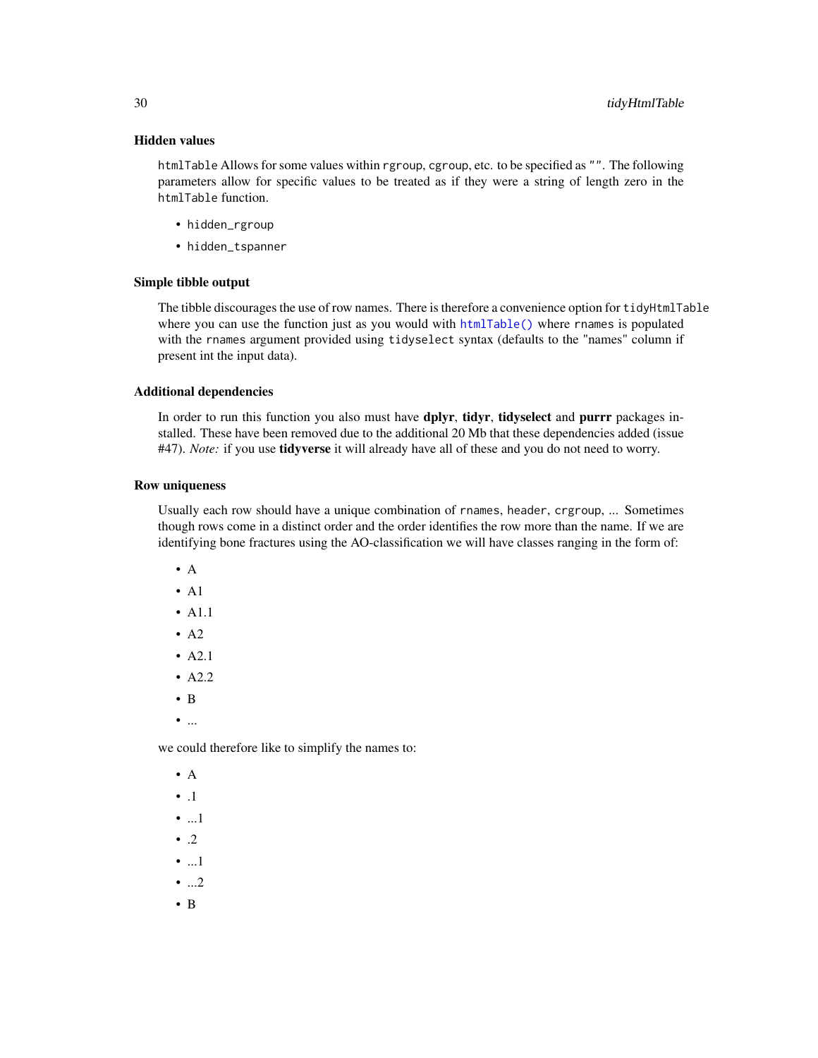### Hidden values

`htmlTable` Allows for some values within `rgroup`, `cgroup`, etc. to be specified as `""`. The following parameters allow for specific values to be treated as if they were a string of length zero in the `htmlTable` function.

- `hidden_rgroup`
- `hidden_tspanner`

### Simple tibble output

The tibble discourages the use of row names. There is therefore a convenience option for `tidyHtmlTable` where you can use the function just as you would with `htmlTable()` where `rnames` is populated with the `rnames` argument provided using `tidyselect` syntax (defaults to the "names" column if present int the input data).

### Additional dependencies

In order to run this function you also must have **dplyr**, **tidyr**, **tidyselect** and **purrr** packages installed. These have been removed due to the additional 20 Mb that these dependencies added (issue #47). *Note:* if you use **tidyverse** it will already have all of these and you do not need to worry.

### Row uniqueness

Usually each row should have a unique combination of `rnames`, `header`, `crgroup`, ... Sometimes though rows come in a distinct order and the order identifies the row more than the name. If we are identifying bone fractures using the AO-classification we will have classes ranging in the form of:

- A
- A1
- A1.1
- A2
- A2.1
- A2.2
- B
- ...

we could therefore like to simplify the names to:

- A
- .1
- ...1
- .2
- ...1
- ...2
- B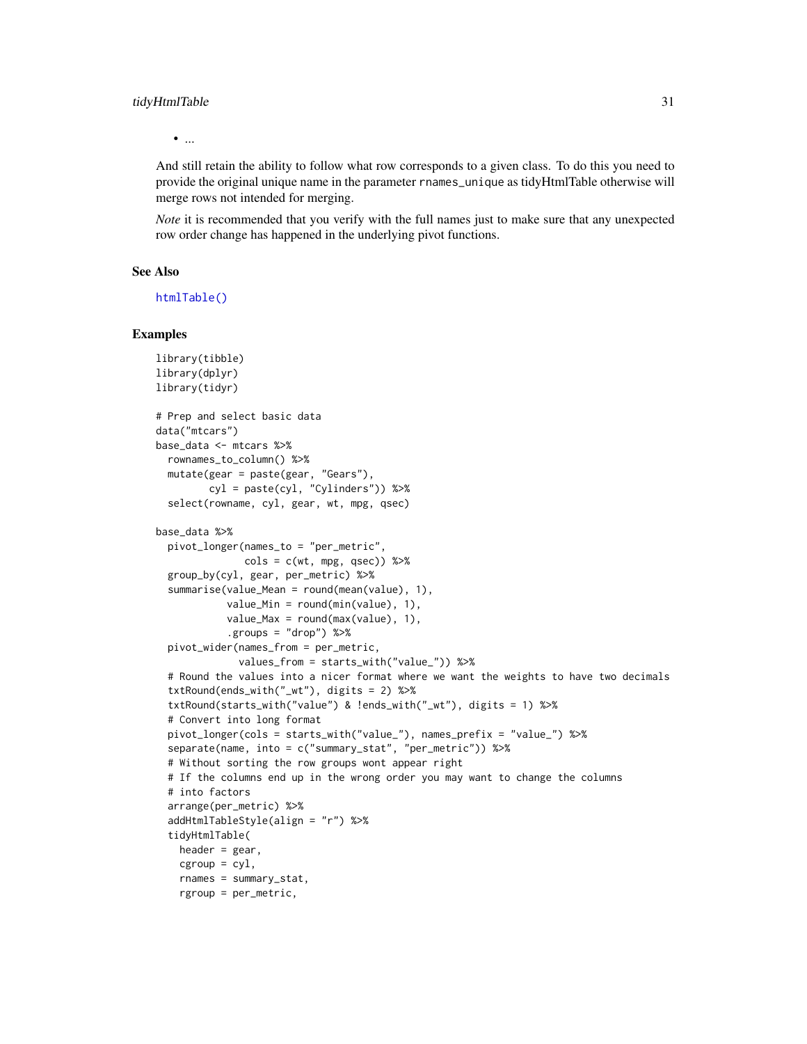- ...

And still retain the ability to follow what row corresponds to a given class. To do this you need to provide the original unique name in the parameter `rnames_unique` as tidyHtmlTable otherwise will merge rows not intended for merging.

*Note* it is recommended that you verify with the full names just to make sure that any unexpected row order change has happened in the underlying pivot functions.

## See Also

`htmlTable()`

## Examples

```
library(tibble)
library(dplyr)
library(tidyr)

# Prep and select basic data
data("mtcars")
base_data <- mtcars %>%
  rownames_to_column() %>%
  mutate(gear = paste(gear, "Gears"),
         cyl = paste(cyl, "Cylinders")) %>%
  select(rowname, cyl, gear, wt, mpg, qsec)

base_data %>%
  pivot_longer(names_to = "per_metric",
               cols = c(wt, mpg, qsec)) %>%
  group_by(cyl, gear, per_metric) %>%
  summarise(value_Mean = round(mean(value), 1),
            value_Min = round(min(value), 1),
            value_Max = round(max(value), 1),
            .groups = "drop") %>%
  pivot_wider(names_from = per_metric,
              values_from = starts_with("value_")) %>%
  # Round the values into a nicer format where we want the weights to have two decimals
  txtRound(ends_with("_wt"), digits = 2) %>%
  txtRound(starts_with("value") & !ends_with("_wt"), digits = 1) %>%
  # Convert into long format
  pivot_longer(cols = starts_with("value_"), names_prefix = "value_") %>%
  separate(name, into = c("summary_stat", "per_metric")) %>%
  # Without sorting the row groups wont appear right
  # If the columns end up in the wrong order you may want to change the columns
  # into factors
  arrange(per_metric) %>%
  addHtmlTableStyle(align = "r") %>%
  tidyHtmlTable(
    header = gear,
    cgroup = cyl,
    rnames = summary_stat,
    rgroup = per_metric,
```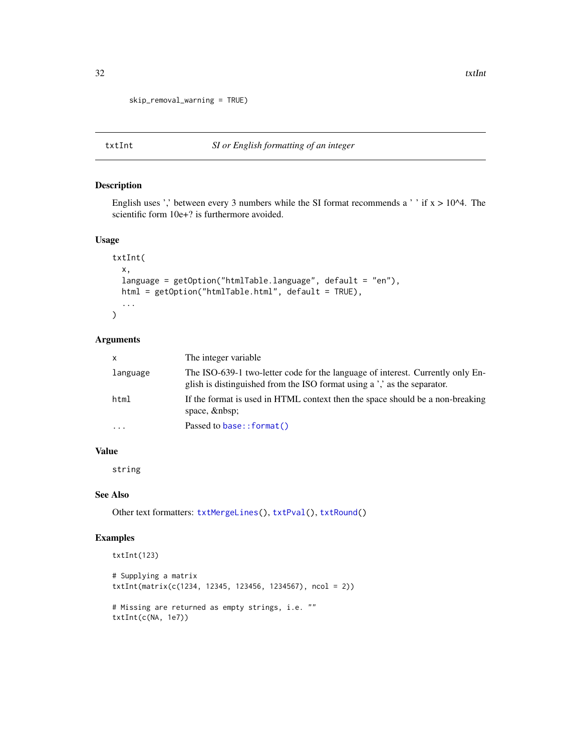```
skip_removal_warning = TRUE)
```

## txtInt — *SI or English formatting of an integer*

### Description

English uses ',' between every 3 numbers while the SI format recommends a ' ' if x > 10^4. The scientific form 10e+? is furthermore avoided.

### Usage

```
txtInt(
  x,
  language = getOption("htmlTable.language", default = "en"),
  html = getOption("htmlTable.html", default = TRUE),
  ...
)
```

### Arguments

| | |
|---|---|
| x | The integer variable |
| language | The ISO-639-1 two-letter code for the language of interest. Currently only English is distinguished from the ISO format using a ',' as the separator. |
| html | If the format is used in HTML context then the space should be a non-breaking space, &nbsp; |
| ... | Passed to base::format() |

### Value

string

### See Also

Other text formatters: txtMergeLines(), txtPval(), txtRound()

### Examples

```
txtInt(123)

# Supplying a matrix
txtInt(matrix(c(1234, 12345, 123456, 1234567), ncol = 2))

# Missing are returned as empty strings, i.e. ""
txtInt(c(NA, 1e7))
```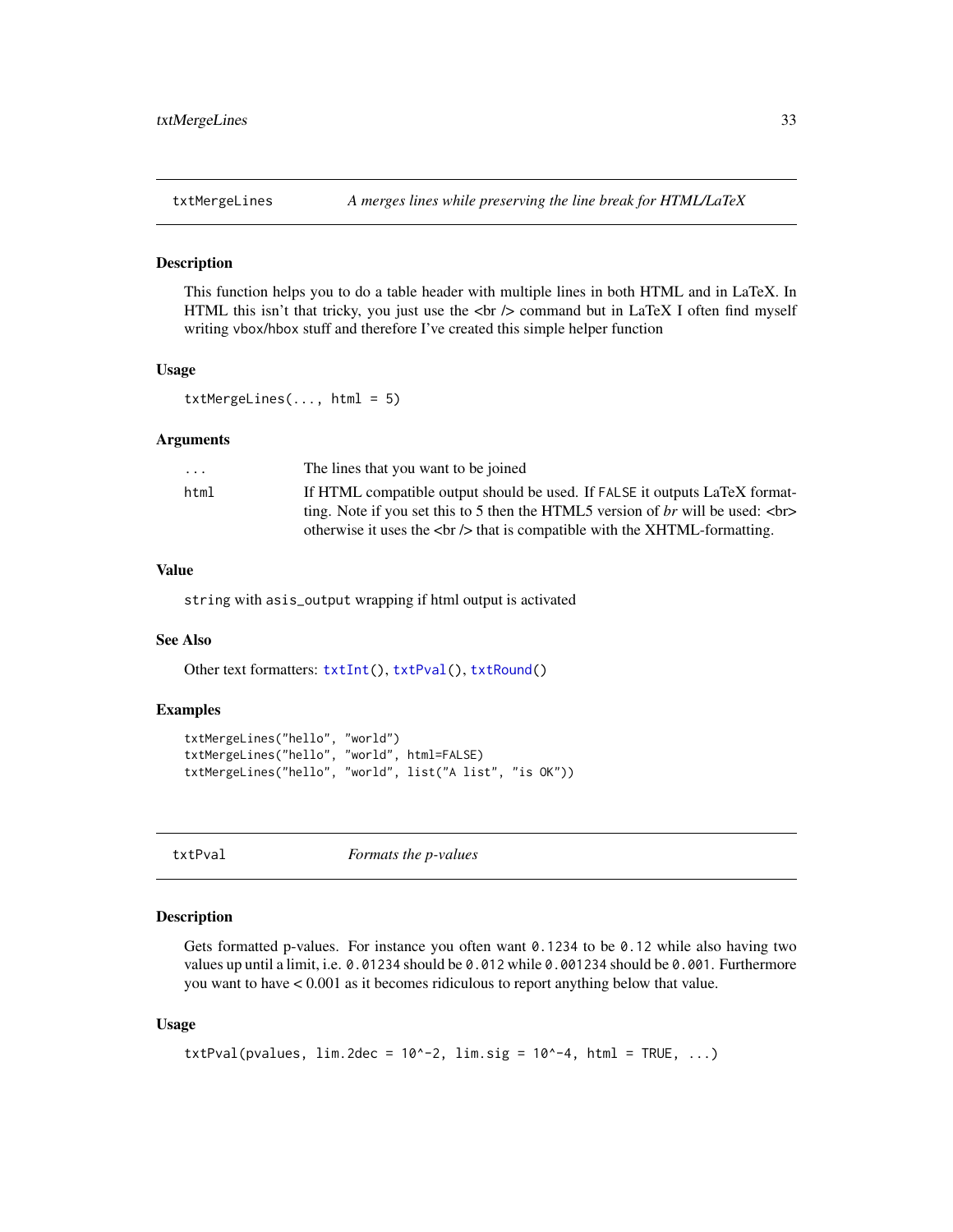## txtMergeLines — *A merges lines while preserving the line break for HTML/LaTeX*

### Description

This function helps you to do a table header with multiple lines in both HTML and in LaTeX. In HTML this isn't that tricky, you just use the <br /> command but in LaTeX I often find myself writing vbox/hbox stuff and therefore I've created this simple helper function

### Usage

```
txtMergeLines(..., html = 5)
```

### Arguments

| | |
|---|---|
| `...` | The lines that you want to be joined |
| `html` | If HTML compatible output should be used. If `FALSE` it outputs LaTeX formatting. Note if you set this to 5 then the HTML5 version of *br* will be used: <br> otherwise it uses the <br /> that is compatible with the XHTML-formatting. |

### Value

`string` with `asis_output` wrapping if html output is activated

### See Also

Other text formatters: `txtInt()`, `txtPval()`, `txtRound()`

### Examples

```
txtMergeLines("hello", "world")
txtMergeLines("hello", "world", html=FALSE)
txtMergeLines("hello", "world", list("A list", "is OK"))
```

## txtPval — *Formats the p-values*

### Description

Gets formatted p-values. For instance you often want `0.1234` to be `0.12` while also having two values up until a limit, i.e. `0.01234` should be `0.012` while `0.001234` should be `0.001`. Furthermore you want to have < 0.001 as it becomes ridiculous to report anything below that value.

### Usage

```
txtPval(pvalues, lim.2dec = 10^-2, lim.sig = 10^-4, html = TRUE, ...)
```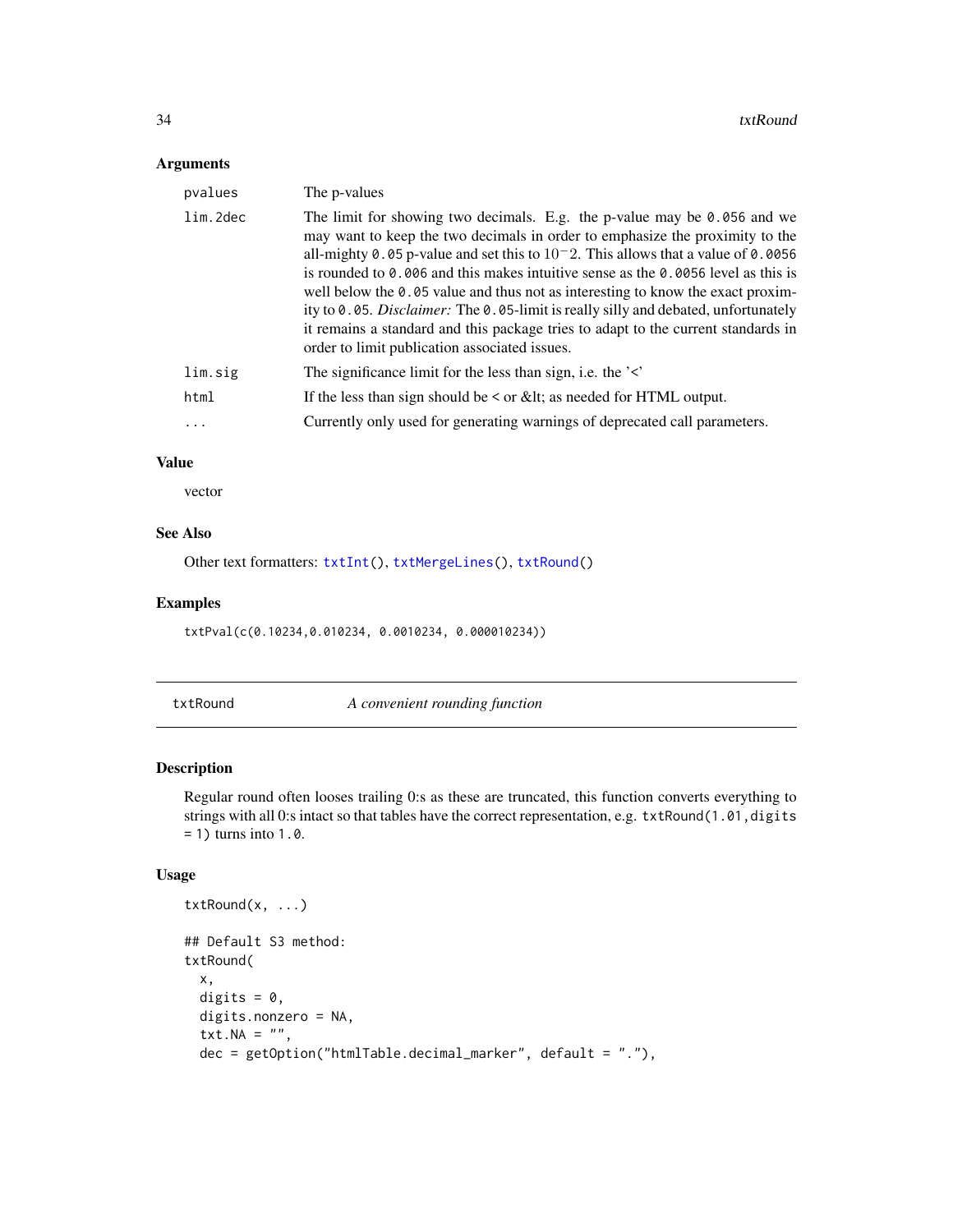### Arguments

| | |
|---|---|
| `pvalues` | The p-values |
| `lim.2dec` | The limit for showing two decimals. E.g. the p-value may be `0.056` and we may want to keep the two decimals in order to emphasize the proximity to the all-mighty `0.05` p-value and set this to $10^{-2}$. This allows that a value of `0.0056` is rounded to `0.006` and this makes intuitive sense as the `0.0056` level as this is well below the `0.05` value and thus not as interesting to know the exact proximity to `0.05`. *Disclaimer:* The `0.05`-limit is really silly and debated, unfortunately it remains a standard and this package tries to adapt to the current standards in order to limit publication associated issues. |
| `lim.sig` | The significance limit for the less than sign, i.e. the '<' |
| `html` | If the less than sign should be < or &lt; as needed for HTML output. |
| `...` | Currently only used for generating warnings of deprecated call parameters. |

### Value

vector

### See Also

Other text formatters: `txtInt()`, `txtMergeLines()`, `txtRound()`

### Examples

```
txtPval(c(0.10234,0.010234, 0.0010234, 0.000010234))
```

---

## txtRound &nbsp;&nbsp;&nbsp; *A convenient rounding function*

### Description

Regular round often looses trailing 0:s as these are truncated, this function converts everything to strings with all 0:s intact so that tables have the correct representation, e.g. `txtRound(1.01,digits = 1)` turns into `1.0`.

### Usage

```
txtRound(x, ...)

## Default S3 method:
txtRound(
  x,
  digits = 0,
  digits.nonzero = NA,
  txt.NA = "",
  dec = getOption("htmlTable.decimal_marker", default = "."),
```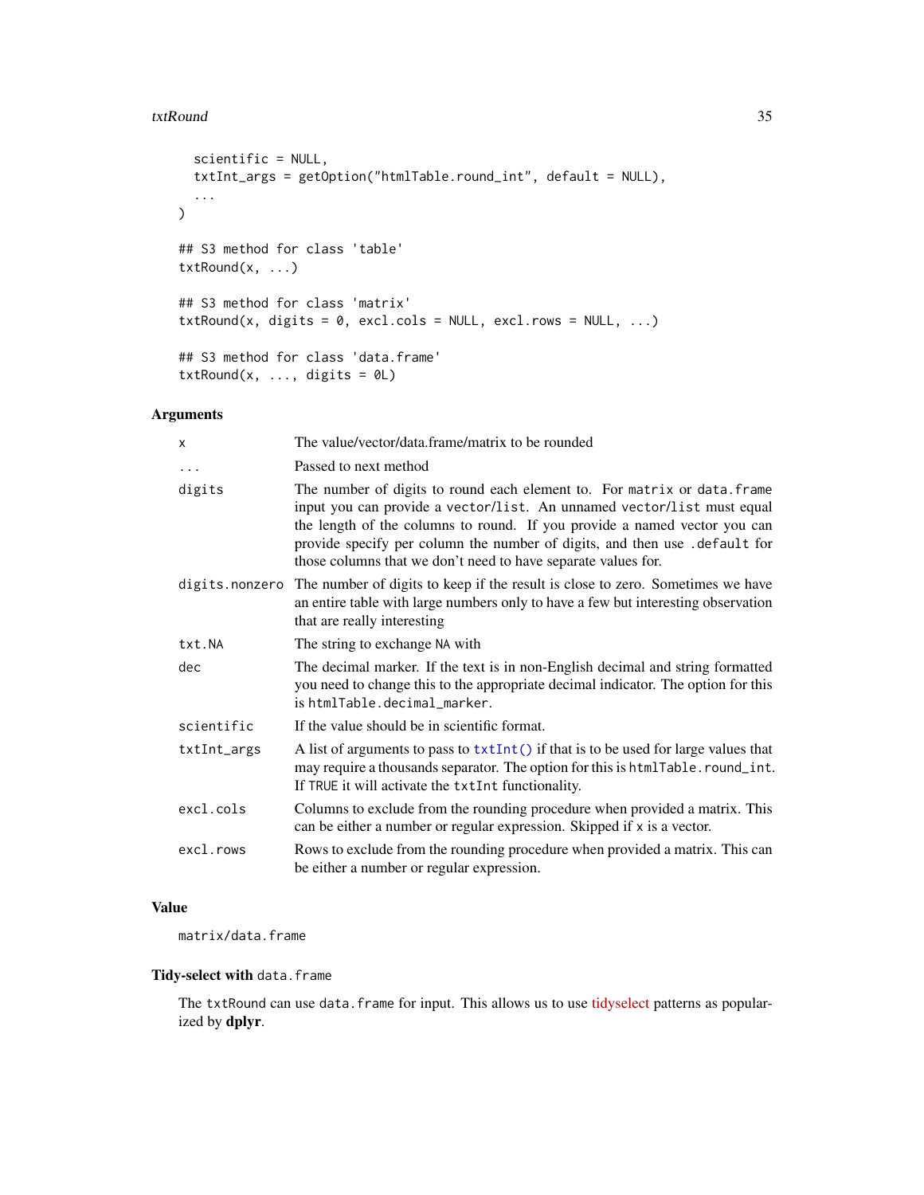```
  scientific = NULL,
  txtInt_args = getOption("htmlTable.round_int", default = NULL),
  ...
)

## S3 method for class 'table'
txtRound(x, ...)

## S3 method for class 'matrix'
txtRound(x, digits = 0, excl.cols = NULL, excl.rows = NULL, ...)

## S3 method for class 'data.frame'
txtRound(x, ..., digits = 0L)
```

### Arguments

| | |
|---|---|
| x | The value/vector/data.frame/matrix to be rounded |
| ... | Passed to next method |
| digits | The number of digits to round each element to. For matrix or data.frame input you can provide a vector/list. An unnamed vector/list must equal the length of the columns to round. If you provide a named vector you can provide specify per column the number of digits, and then use .default for those columns that we don't need to have separate values for. |
| digits.nonzero | The number of digits to keep if the result is close to zero. Sometimes we have an entire table with large numbers only to have a few but interesting observation that are really interesting |
| txt.NA | The string to exchange NA with |
| dec | The decimal marker. If the text is in non-English decimal and string formatted you need to change this to the appropriate decimal indicator. The option for this is htmlTable.decimal_marker. |
| scientific | If the value should be in scientific format. |
| txtInt_args | A list of arguments to pass to txtInt() if that is to be used for large values that may require a thousands separator. The option for this is htmlTable.round_int. If TRUE it will activate the txtInt functionality. |
| excl.cols | Columns to exclude from the rounding procedure when provided a matrix. This can be either a number or regular expression. Skipped if x is a vector. |
| excl.rows | Rows to exclude from the rounding procedure when provided a matrix. This can be either a number or regular expression. |

### Value

matrix/data.frame

### Tidy-select with data.frame

The txtRound can use data.frame for input. This allows us to use tidyselect patterns as popularized by **dplyr**.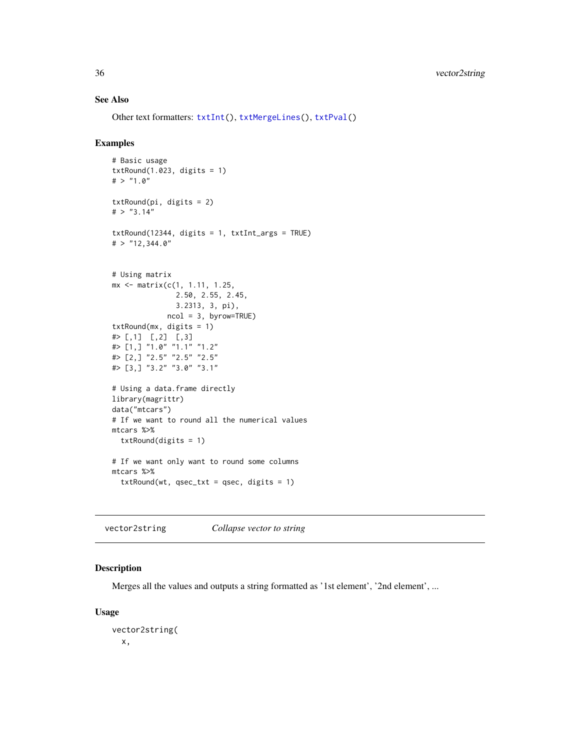## See Also

Other text formatters: `txtInt()`, `txtMergeLines()`, `txtPval()`

## Examples

```
# Basic usage
txtRound(1.023, digits = 1)
# > "1.0"

txtRound(pi, digits = 2)
# > "3.14"

txtRound(12344, digits = 1, txtInt_args = TRUE)
# > "12,344.0"


# Using matrix
mx <- matrix(c(1, 1.11, 1.25,
               2.50, 2.55, 2.45,
               3.2313, 3, pi),
             ncol = 3, byrow=TRUE)
txtRound(mx, digits = 1)
#> [,1]  [,2]  [,3]
#> [1,] "1.0" "1.1" "1.2"
#> [2,] "2.5" "2.5" "2.5"
#> [3,] "3.2" "3.0" "3.1"

# Using a data.frame directly
library(magrittr)
data("mtcars")
# If we want to round all the numerical values
mtcars %>%
  txtRound(digits = 1)

# If we want only want to round some columns
mtcars %>%
  txtRound(wt, qsec_txt = qsec, digits = 1)
```

---

# vector2string — *Collapse vector to string*

## Description

Merges all the values and outputs a string formatted as '1st element', '2nd element', ...

## Usage

```
vector2string(
  x,
```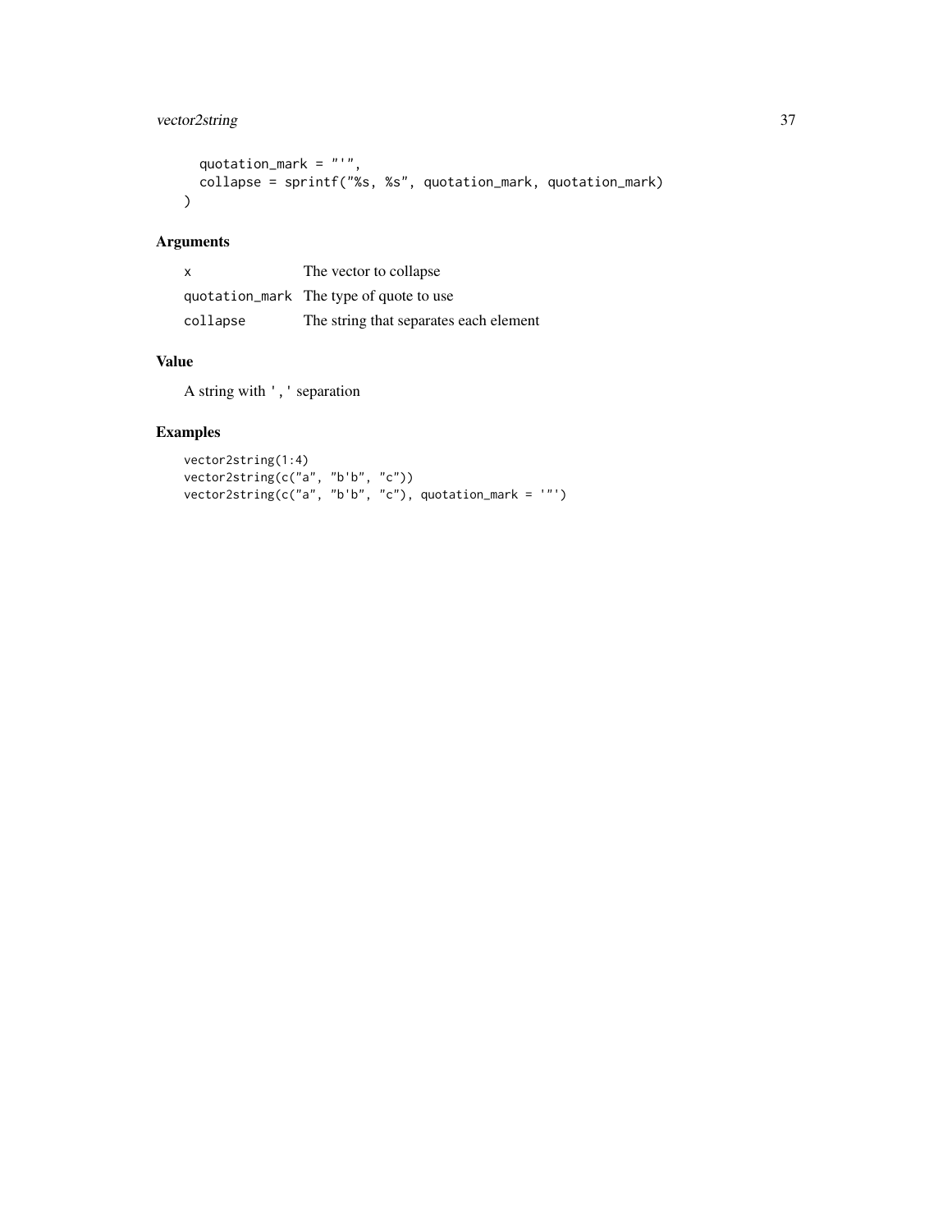```
  quotation_mark = "'",
  collapse = sprintf("%s, %s", quotation_mark, quotation_mark)
)
```

## Arguments

| | |
|---|---|
| x | The vector to collapse |
| quotation_mark | The type of quote to use |
| collapse | The string that separates each element |

## Value

A string with ',' separation

## Examples

```
vector2string(1:4)
vector2string(c("a", "b'b", "c"))
vector2string(c("a", "b'b", "c"), quotation_mark = '"')
```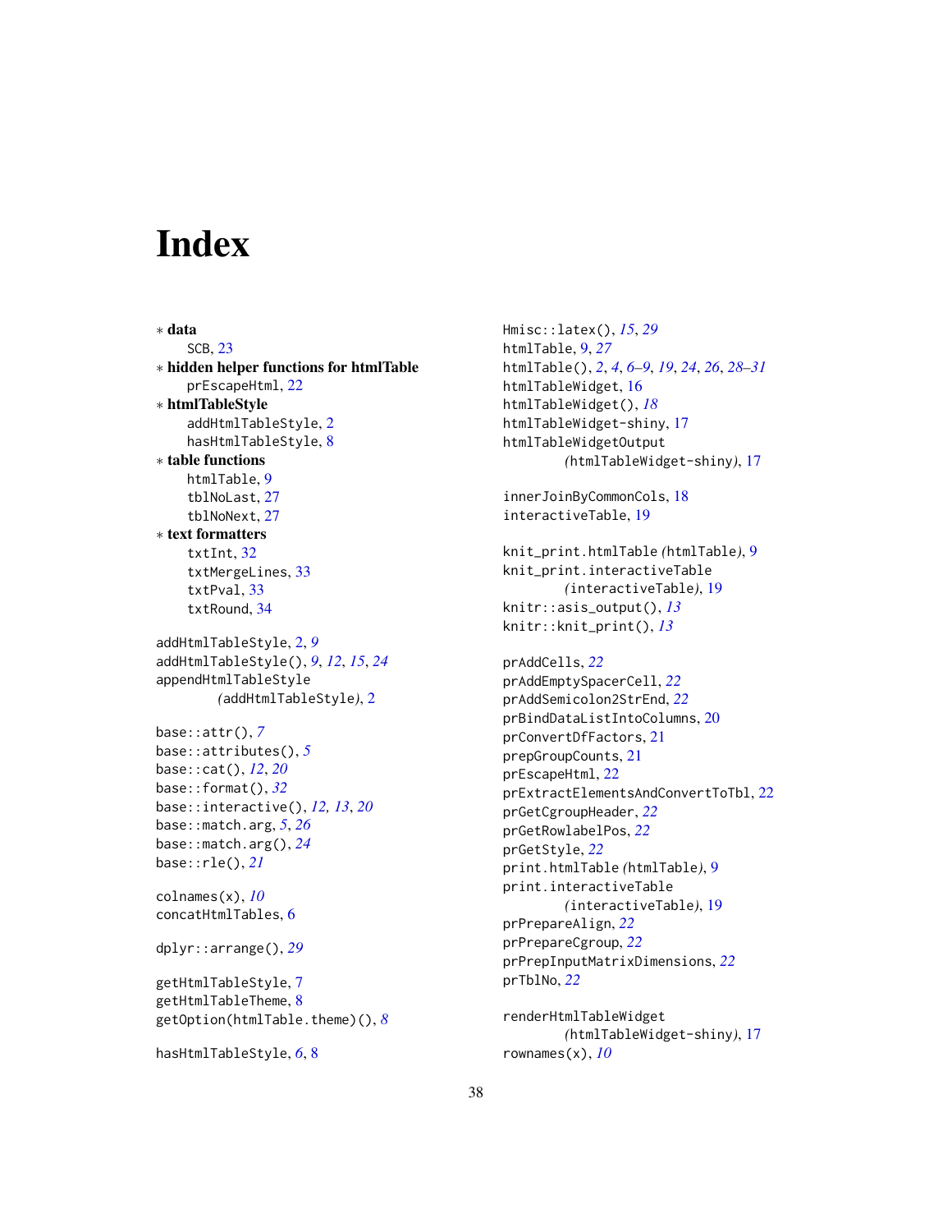# Index

* **data**
    SCB, 23
* **hidden helper functions for htmlTable**
    prEscapeHtml, 22
* **htmlTableStyle**
    addHtmlTableStyle, 2
    hasHtmlTableStyle, 8
* **table functions**
    htmlTable, 9
    tblNoLast, 27
    tblNoNext, 27
* **text formatters**
    txtInt, 32
    txtMergeLines, 33
    txtPval, 33
    txtRound, 34

addHtmlTableStyle, 2, *9*
addHtmlTableStyle(), *9*, *12*, *15*, *24*
appendHtmlTableStyle
        *(*addHtmlTableStyle*)*, 2

base::attr(), *7*
base::attributes(), *5*
base::cat(), *12*, *20*
base::format(), *32*
base::interactive(), *12, 13*, *20*
base::match.arg, *5*, *26*
base::match.arg(), *24*
base::rle(), *21*

colnames(x), *10*
concatHtmlTables, 6

dplyr::arrange(), *29*

getHtmlTableStyle, 7
getHtmlTableTheme, 8
getOption(htmlTable.theme)(), *8*

hasHtmlTableStyle, *6*, 8

Hmisc::latex(), *15*, *29*
htmlTable, 9, *27*
htmlTable(), *2*, *4*, *6–9*, *19*, *24*, *26*, *28–31*
htmlTableWidget, 16
htmlTableWidget(), *18*
htmlTableWidget-shiny, 17
htmlTableWidgetOutput
        *(*htmlTableWidget-shiny*)*, 17

innerJoinByCommonCols, 18
interactiveTable, 19

knit_print.htmlTable *(*htmlTable*)*, 9
knit_print.interactiveTable
        *(*interactiveTable*)*, 19
knitr::asis_output(), *13*
knitr::knit_print(), *13*

prAddCells, *22*
prAddEmptySpacerCell, *22*
prAddSemicolon2StrEnd, *22*
prBindDataListIntoColumns, 20
prConvertDfFactors, 21
prepGroupCounts, 21
prEscapeHtml, 22
prExtractElementsAndConvertToTbl, 22
prGetCgroupHeader, *22*
prGetRowlabelPos, *22*
prGetStyle, *22*
print.htmlTable *(*htmlTable*)*, 9
print.interactiveTable
        *(*interactiveTable*)*, 19
prPrepareAlign, *22*
prPrepareCgroup, *22*
prPrepInputMatrixDimensions, *22*
prTblNo, *22*

renderHtmlTableWidget
        *(*htmlTableWidget-shiny*)*, 17
rownames(x), *10*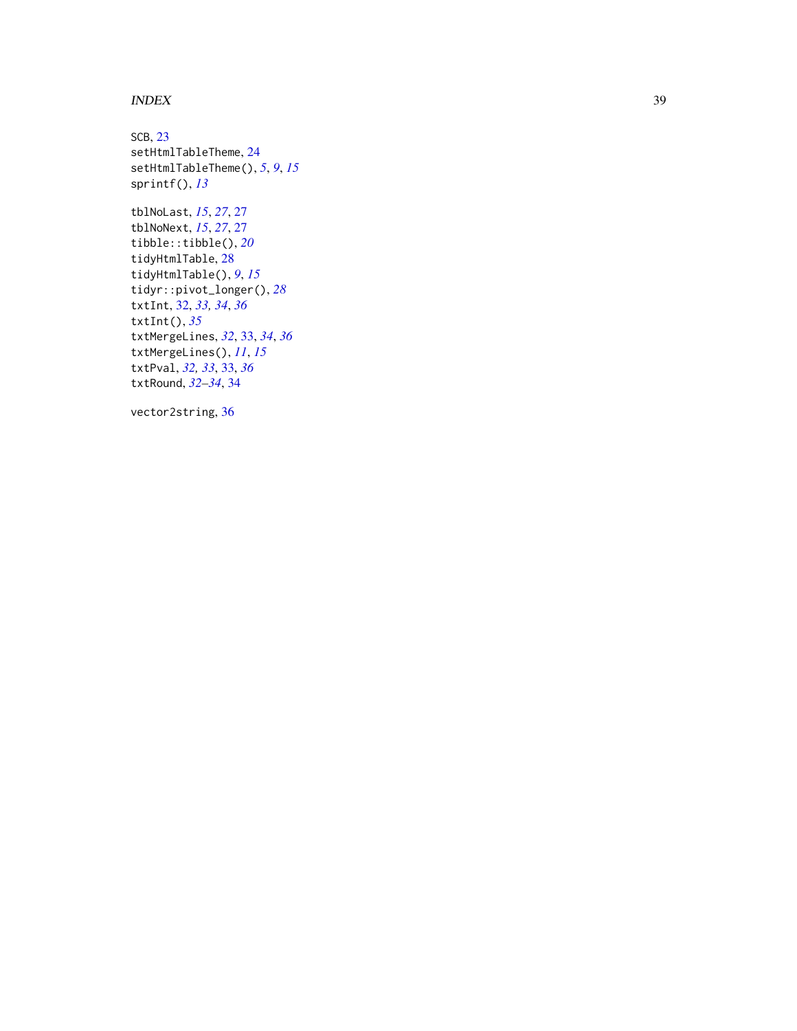SCB, 23
setHtmlTableTheme, 24
setHtmlTableTheme(), *5*, *9*, *15*
sprintf(), *13*

tblNoLast, *15*, *27*, 27
tblNoNext, *15*, *27*, 27
tibble::tibble(), *20*
tidyHtmlTable, 28
tidyHtmlTable(), *9*, *15*
tidyr::pivot_longer(), *28*
txtInt, 32, *33, 34*, *36*
txtInt(), *35*
txtMergeLines, *32*, 33, *34*, *36*
txtMergeLines(), *11*, *15*
txtPval, *32, 33*, 33, *36*
txtRound, *32–34*, 34

vector2string, 36